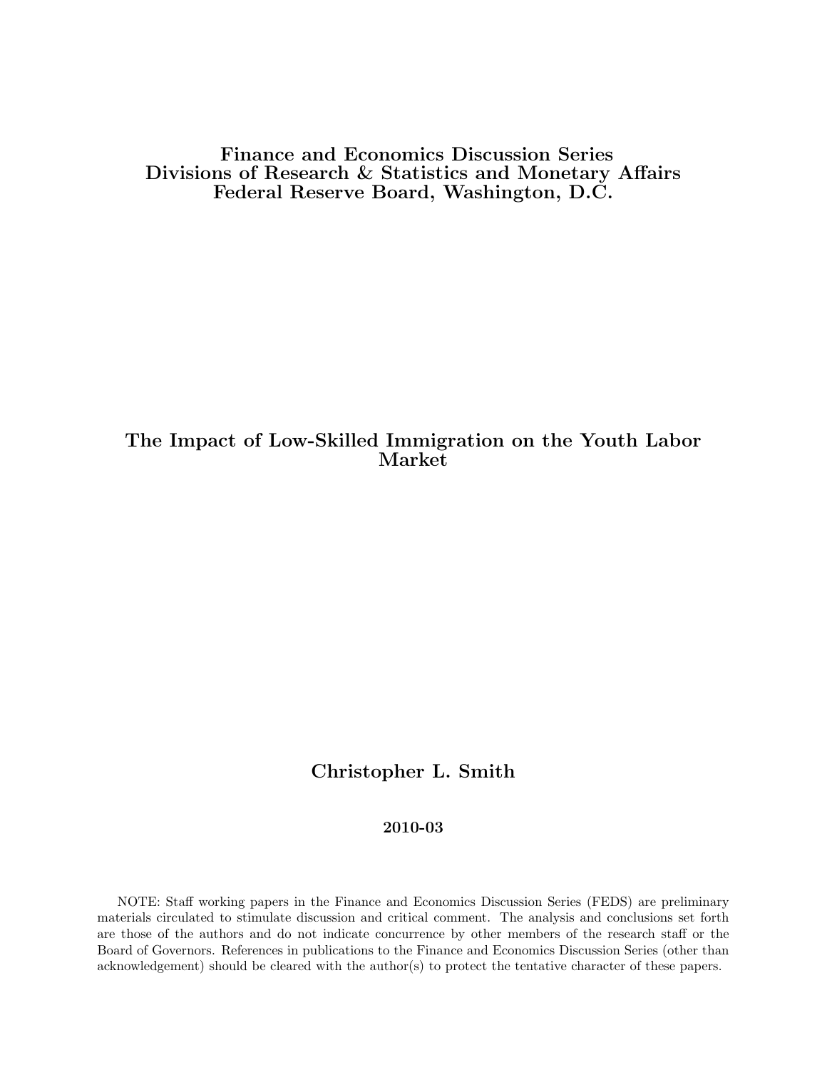**Finance and Economics Discussion Series**
**Divisions of Research & Statistics and Monetary Affairs**
**Federal Reserve Board, Washington, D.C.**

# The Impact of Low-Skilled Immigration on the Youth Labor Market

**Christopher L. Smith**

**2010-03**

NOTE: Staff working papers in the Finance and Economics Discussion Series (FEDS) are preliminary materials circulated to stimulate discussion and critical comment. The analysis and conclusions set forth are those of the authors and do not indicate concurrence by other members of the research staff or the Board of Governors. References in publications to the Finance and Economics Discussion Series (other than acknowledgement) should be cleared with the author(s) to protect the tentative character of these papers.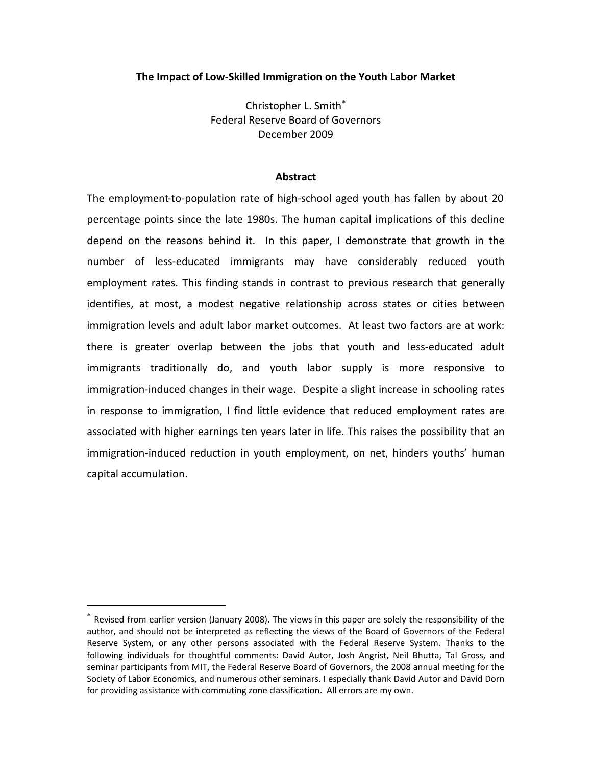**The Impact of Low-Skilled Immigration on the Youth Labor Market**

Christopher L. Smith[*]
Federal Reserve Board of Governors
December 2009

## Abstract

The employment-to-population rate of high-school aged youth has fallen by about 20 percentage points since the late 1980s. The human capital implications of this decline depend on the reasons behind it. In this paper, I demonstrate that growth in the number of less-educated immigrants may have considerably reduced youth employment rates. This finding stands in contrast to previous research that generally identifies, at most, a modest negative relationship across states or cities between immigration levels and adult labor market outcomes. At least two factors are at work: there is greater overlap between the jobs that youth and less-educated adult immigrants traditionally do, and youth labor supply is more responsive to immigration-induced changes in their wage. Despite a slight increase in schooling rates in response to immigration, I find little evidence that reduced employment rates are associated with higher earnings ten years later in life. This raises the possibility that an immigration-induced reduction in youth employment, on net, hinders youths' human capital accumulation.

---

[*] Revised from earlier version (January 2008). The views in this paper are solely the responsibility of the author, and should not be interpreted as reflecting the views of the Board of Governors of the Federal Reserve System, or any other persons associated with the Federal Reserve System. Thanks to the following individuals for thoughtful comments: David Autor, Josh Angrist, Neil Bhutta, Tal Gross, and seminar participants from MIT, the Federal Reserve Board of Governors, the 2008 annual meeting for the Society of Labor Economics, and numerous other seminars. I especially thank David Autor and David Dorn for providing assistance with commuting zone classification. All errors are my own.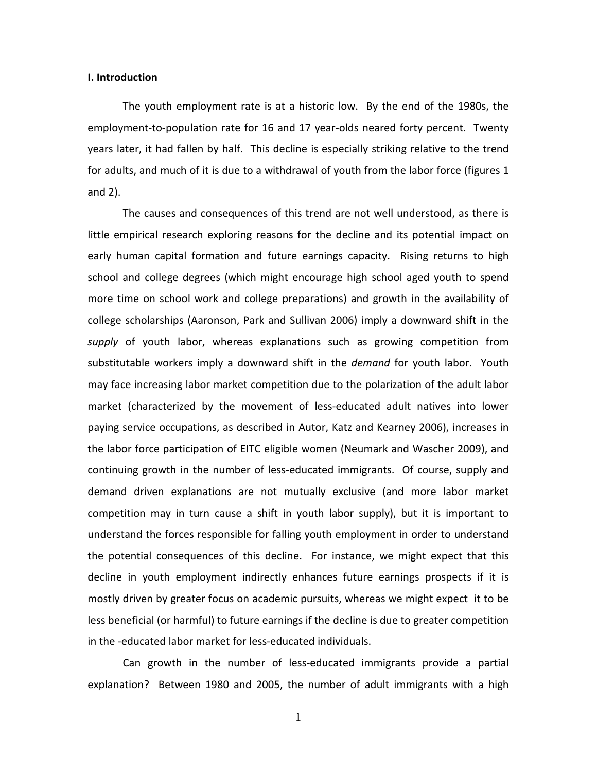**I. Introduction**

The youth employment rate is at a historic low. By the end of the 1980s, the employment-to-population rate for 16 and 17 year-olds neared forty percent. Twenty years later, it had fallen by half. This decline is especially striking relative to the trend for adults, and much of it is due to a withdrawal of youth from the labor force (figures 1 and 2).

The causes and consequences of this trend are not well understood, as there is little empirical research exploring reasons for the decline and its potential impact on early human capital formation and future earnings capacity. Rising returns to high school and college degrees (which might encourage high school aged youth to spend more time on school work and college preparations) and growth in the availability of college scholarships (Aaronson, Park and Sullivan 2006) imply a downward shift in the *supply* of youth labor, whereas explanations such as growing competition from substitutable workers imply a downward shift in the *demand* for youth labor. Youth may face increasing labor market competition due to the polarization of the adult labor market (characterized by the movement of less-educated adult natives into lower paying service occupations, as described in Autor, Katz and Kearney 2006), increases in the labor force participation of EITC eligible women (Neumark and Wascher 2009), and continuing growth in the number of less-educated immigrants. Of course, supply and demand driven explanations are not mutually exclusive (and more labor market competition may in turn cause a shift in youth labor supply), but it is important to understand the forces responsible for falling youth employment in order to understand the potential consequences of this decline. For instance, we might expect that this decline in youth employment indirectly enhances future earnings prospects if it is mostly driven by greater focus on academic pursuits, whereas we might expect it to be less beneficial (or harmful) to future earnings if the decline is due to greater competition in the -educated labor market for less-educated individuals.

Can growth in the number of less-educated immigrants provide a partial explanation? Between 1980 and 2005, the number of adult immigrants with a high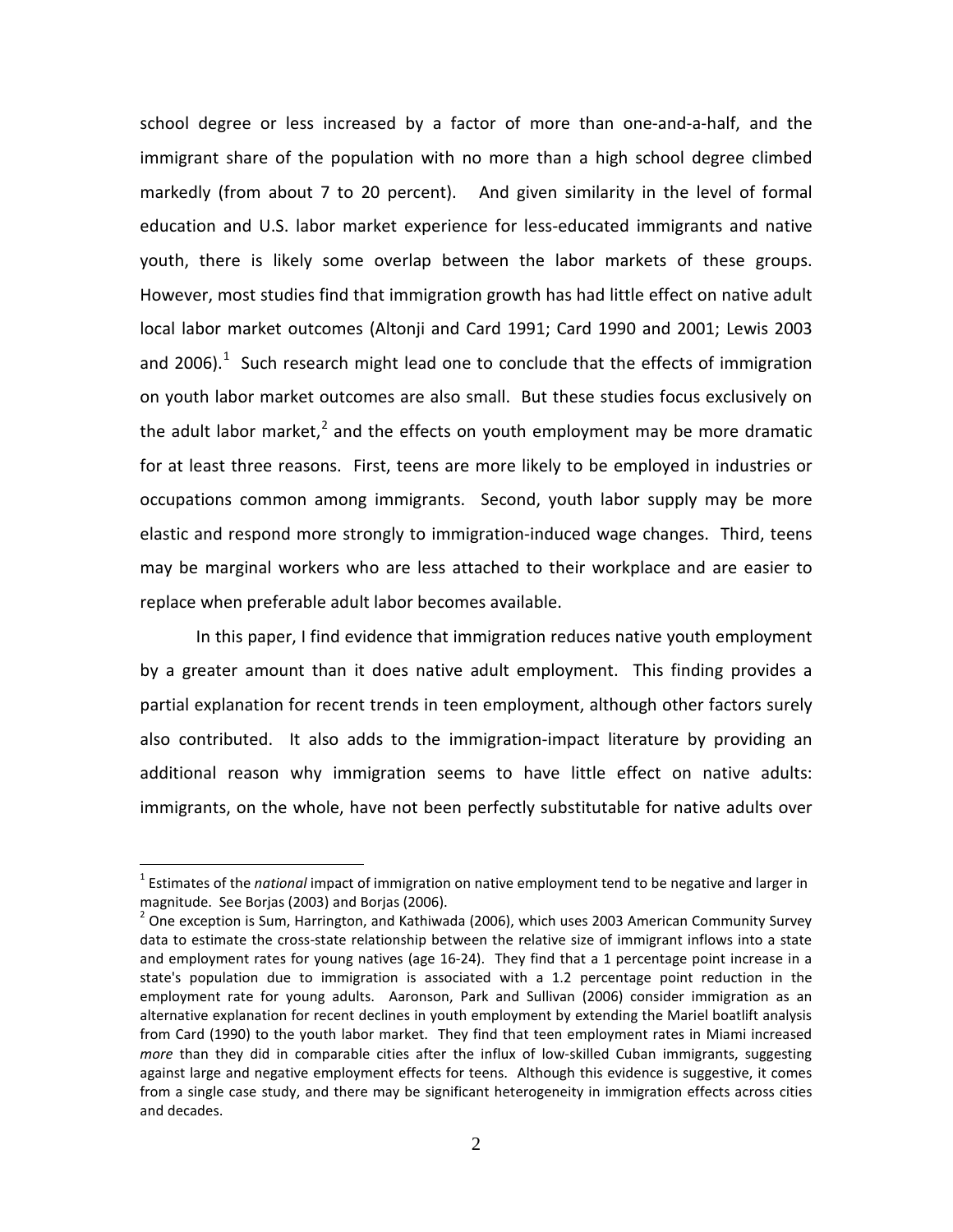school degree or less increased by a factor of more than one-and-a-half, and the immigrant share of the population with no more than a high school degree climbed markedly (from about 7 to 20 percent). And given similarity in the level of formal education and U.S. labor market experience for less-educated immigrants and native youth, there is likely some overlap between the labor markets of these groups. However, most studies find that immigration growth has had little effect on native adult local labor market outcomes (Altonji and Card 1991; Card 1990 and 2001; Lewis 2003 and 2006).[1] Such research might lead one to conclude that the effects of immigration on youth labor market outcomes are also small. But these studies focus exclusively on the adult labor market,[2] and the effects on youth employment may be more dramatic for at least three reasons. First, teens are more likely to be employed in industries or occupations common among immigrants. Second, youth labor supply may be more elastic and respond more strongly to immigration-induced wage changes. Third, teens may be marginal workers who are less attached to their workplace and are easier to replace when preferable adult labor becomes available.

In this paper, I find evidence that immigration reduces native youth employment by a greater amount than it does native adult employment. This finding provides a partial explanation for recent trends in teen employment, although other factors surely also contributed. It also adds to the immigration-impact literature by providing an additional reason why immigration seems to have little effect on native adults: immigrants, on the whole, have not been perfectly substitutable for native adults over

---

[1] Estimates of the *national* impact of immigration on native employment tend to be negative and larger in magnitude. See Borjas (2003) and Borjas (2006).

[2] One exception is Sum, Harrington, and Kathiwada (2006), which uses 2003 American Community Survey data to estimate the cross-state relationship between the relative size of immigrant inflows into a state and employment rates for young natives (age 16-24). They find that a 1 percentage point increase in a state's population due to immigration is associated with a 1.2 percentage point reduction in the employment rate for young adults. Aaronson, Park and Sullivan (2006) consider immigration as an alternative explanation for recent declines in youth employment by extending the Mariel boatlift analysis from Card (1990) to the youth labor market. They find that teen employment rates in Miami increased *more* than they did in comparable cities after the influx of low-skilled Cuban immigrants, suggesting against large and negative employment effects for teens. Although this evidence is suggestive, it comes from a single case study, and there may be significant heterogeneity in immigration effects across cities and decades.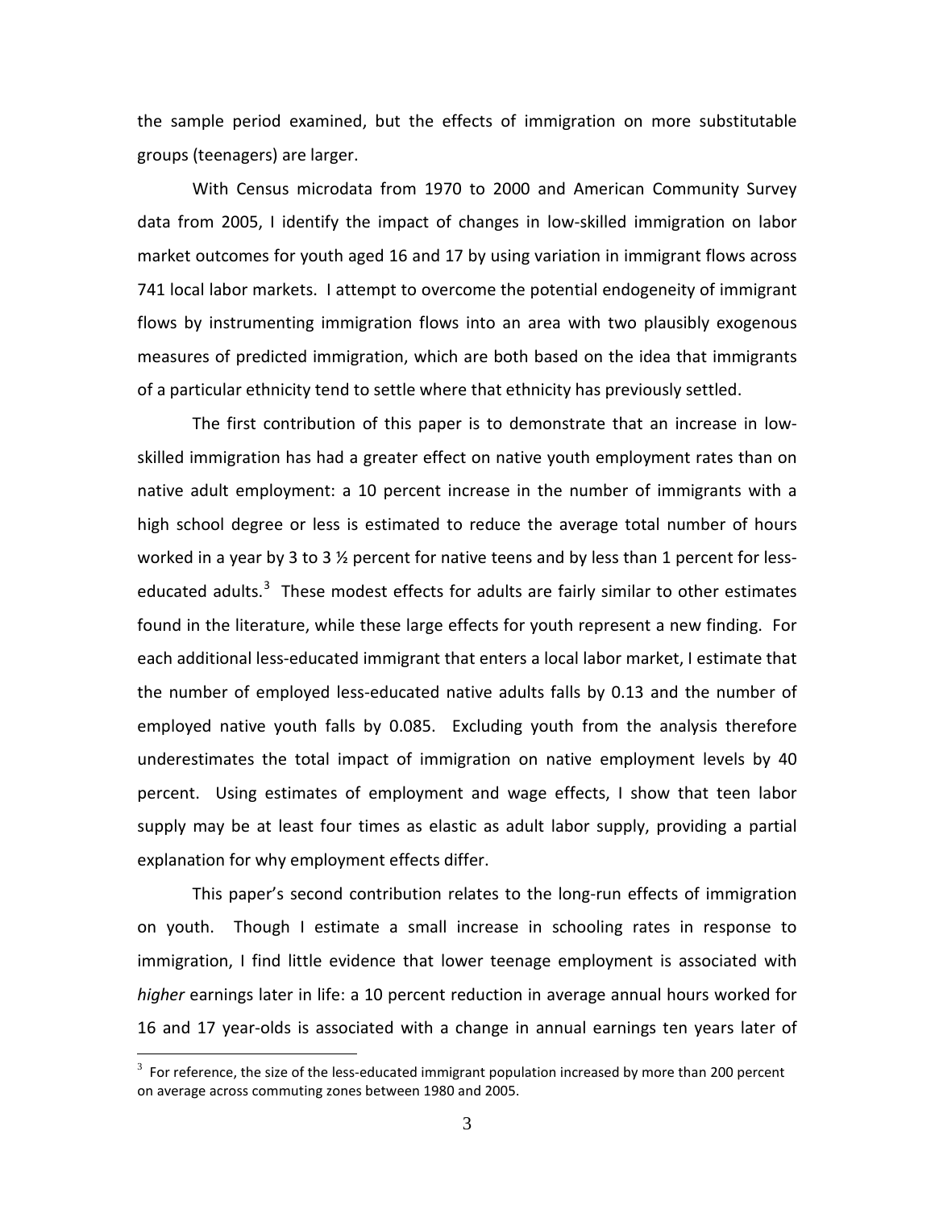the sample period examined, but the effects of immigration on more substitutable groups (teenagers) are larger.

With Census microdata from 1970 to 2000 and American Community Survey data from 2005, I identify the impact of changes in low-skilled immigration on labor market outcomes for youth aged 16 and 17 by using variation in immigrant flows across 741 local labor markets. I attempt to overcome the potential endogeneity of immigrant flows by instrumenting immigration flows into an area with two plausibly exogenous measures of predicted immigration, which are both based on the idea that immigrants of a particular ethnicity tend to settle where that ethnicity has previously settled.

The first contribution of this paper is to demonstrate that an increase in low-skilled immigration has had a greater effect on native youth employment rates than on native adult employment: a 10 percent increase in the number of immigrants with a high school degree or less is estimated to reduce the average total number of hours worked in a year by 3 to 3 ½ percent for native teens and by less than 1 percent for less-educated adults.[3] These modest effects for adults are fairly similar to other estimates found in the literature, while these large effects for youth represent a new finding. For each additional less-educated immigrant that enters a local labor market, I estimate that the number of employed less-educated native adults falls by 0.13 and the number of employed native youth falls by 0.085. Excluding youth from the analysis therefore underestimates the total impact of immigration on native employment levels by 40 percent. Using estimates of employment and wage effects, I show that teen labor supply may be at least four times as elastic as adult labor supply, providing a partial explanation for why employment effects differ.

This paper's second contribution relates to the long-run effects of immigration on youth. Though I estimate a small increase in schooling rates in response to immigration, I find little evidence that lower teenage employment is associated with *higher* earnings later in life: a 10 percent reduction in average annual hours worked for 16 and 17 year-olds is associated with a change in annual earnings ten years later of

[3] For reference, the size of the less-educated immigrant population increased by more than 200 percent on average across commuting zones between 1980 and 2005.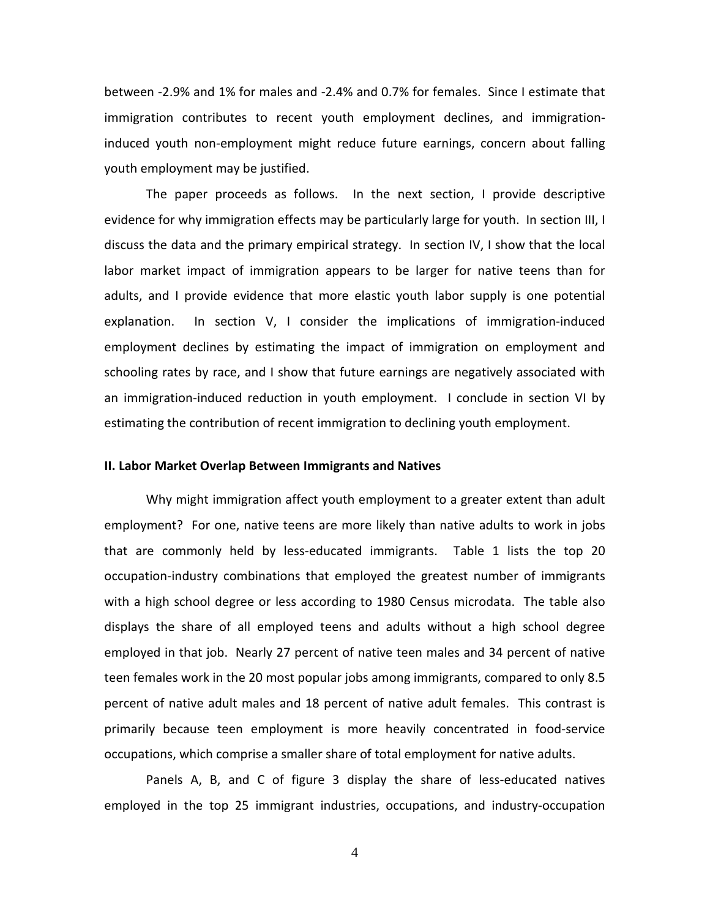between -2.9% and 1% for males and -2.4% and 0.7% for females. Since I estimate that immigration contributes to recent youth employment declines, and immigration-induced youth non-employment might reduce future earnings, concern about falling youth employment may be justified.

The paper proceeds as follows. In the next section, I provide descriptive evidence for why immigration effects may be particularly large for youth. In section III, I discuss the data and the primary empirical strategy. In section IV, I show that the local labor market impact of immigration appears to be larger for native teens than for adults, and I provide evidence that more elastic youth labor supply is one potential explanation. In section V, I consider the implications of immigration-induced employment declines by estimating the impact of immigration on employment and schooling rates by race, and I show that future earnings are negatively associated with an immigration-induced reduction in youth employment. I conclude in section VI by estimating the contribution of recent immigration to declining youth employment.

## II. Labor Market Overlap Between Immigrants and Natives

Why might immigration affect youth employment to a greater extent than adult employment? For one, native teens are more likely than native adults to work in jobs that are commonly held by less-educated immigrants. Table 1 lists the top 20 occupation-industry combinations that employed the greatest number of immigrants with a high school degree or less according to 1980 Census microdata. The table also displays the share of all employed teens and adults without a high school degree employed in that job. Nearly 27 percent of native teen males and 34 percent of native teen females work in the 20 most popular jobs among immigrants, compared to only 8.5 percent of native adult males and 18 percent of native adult females. This contrast is primarily because teen employment is more heavily concentrated in food-service occupations, which comprise a smaller share of total employment for native adults.

Panels A, B, and C of figure 3 display the share of less-educated natives employed in the top 25 immigrant industries, occupations, and industry-occupation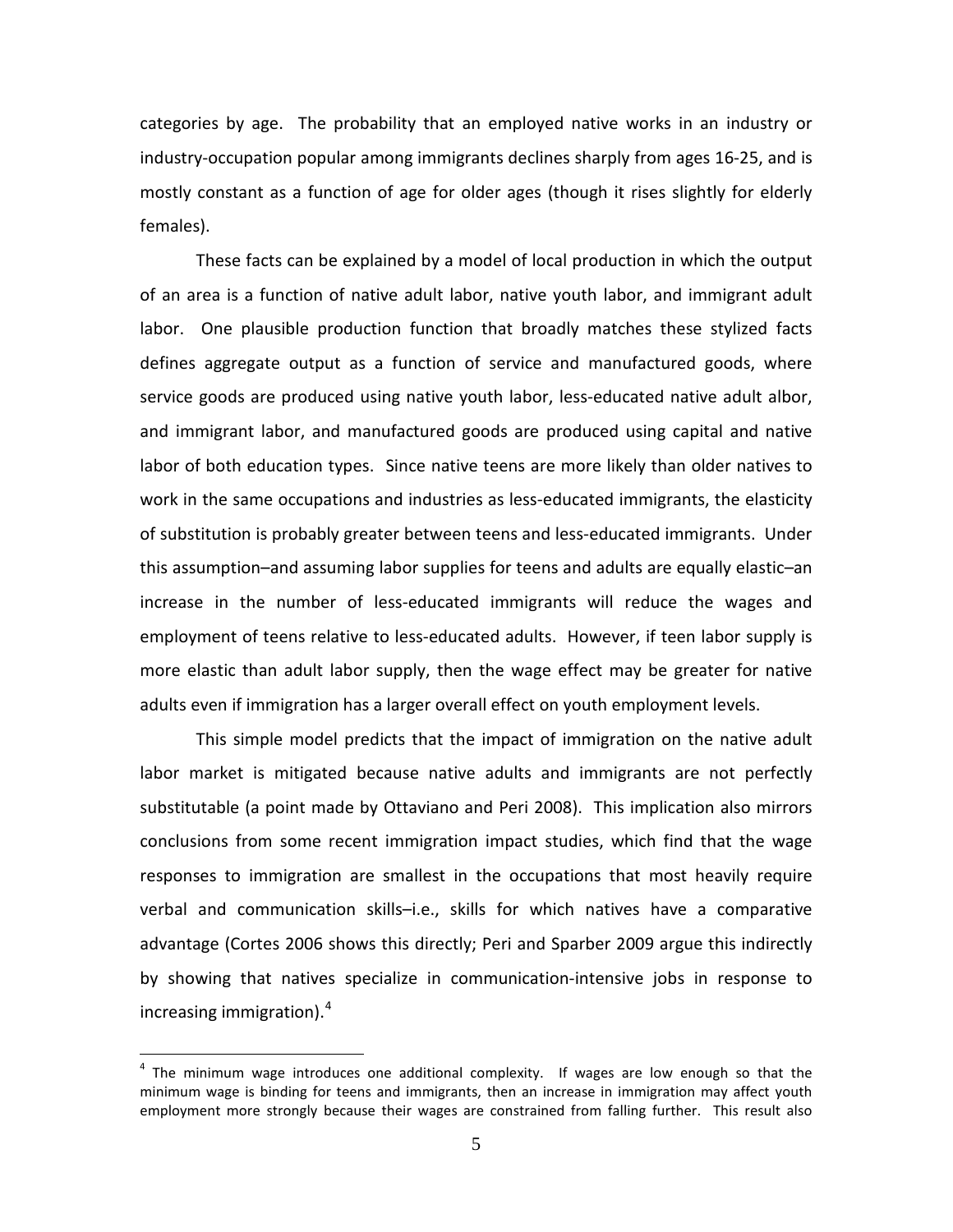categories by age. The probability that an employed native works in an industry or industry-occupation popular among immigrants declines sharply from ages 16-25, and is mostly constant as a function of age for older ages (though it rises slightly for elderly females).

These facts can be explained by a model of local production in which the output of an area is a function of native adult labor, native youth labor, and immigrant adult labor. One plausible production function that broadly matches these stylized facts defines aggregate output as a function of service and manufactured goods, where service goods are produced using native youth labor, less-educated native adult albor, and immigrant labor, and manufactured goods are produced using capital and native labor of both education types. Since native teens are more likely than older natives to work in the same occupations and industries as less-educated immigrants, the elasticity of substitution is probably greater between teens and less-educated immigrants. Under this assumption–and assuming labor supplies for teens and adults are equally elastic–an increase in the number of less-educated immigrants will reduce the wages and employment of teens relative to less-educated adults. However, if teen labor supply is more elastic than adult labor supply, then the wage effect may be greater for native adults even if immigration has a larger overall effect on youth employment levels.

This simple model predicts that the impact of immigration on the native adult labor market is mitigated because native adults and immigrants are not perfectly substitutable (a point made by Ottaviano and Peri 2008). This implication also mirrors conclusions from some recent immigration impact studies, which find that the wage responses to immigration are smallest in the occupations that most heavily require verbal and communication skills–i.e., skills for which natives have a comparative advantage (Cortes 2006 shows this directly; Peri and Sparber 2009 argue this indirectly by showing that natives specialize in communication-intensive jobs in response to increasing immigration).[4]

[4] The minimum wage introduces one additional complexity. If wages are low enough so that the minimum wage is binding for teens and immigrants, then an increase in immigration may affect youth employment more strongly because their wages are constrained from falling further. This result also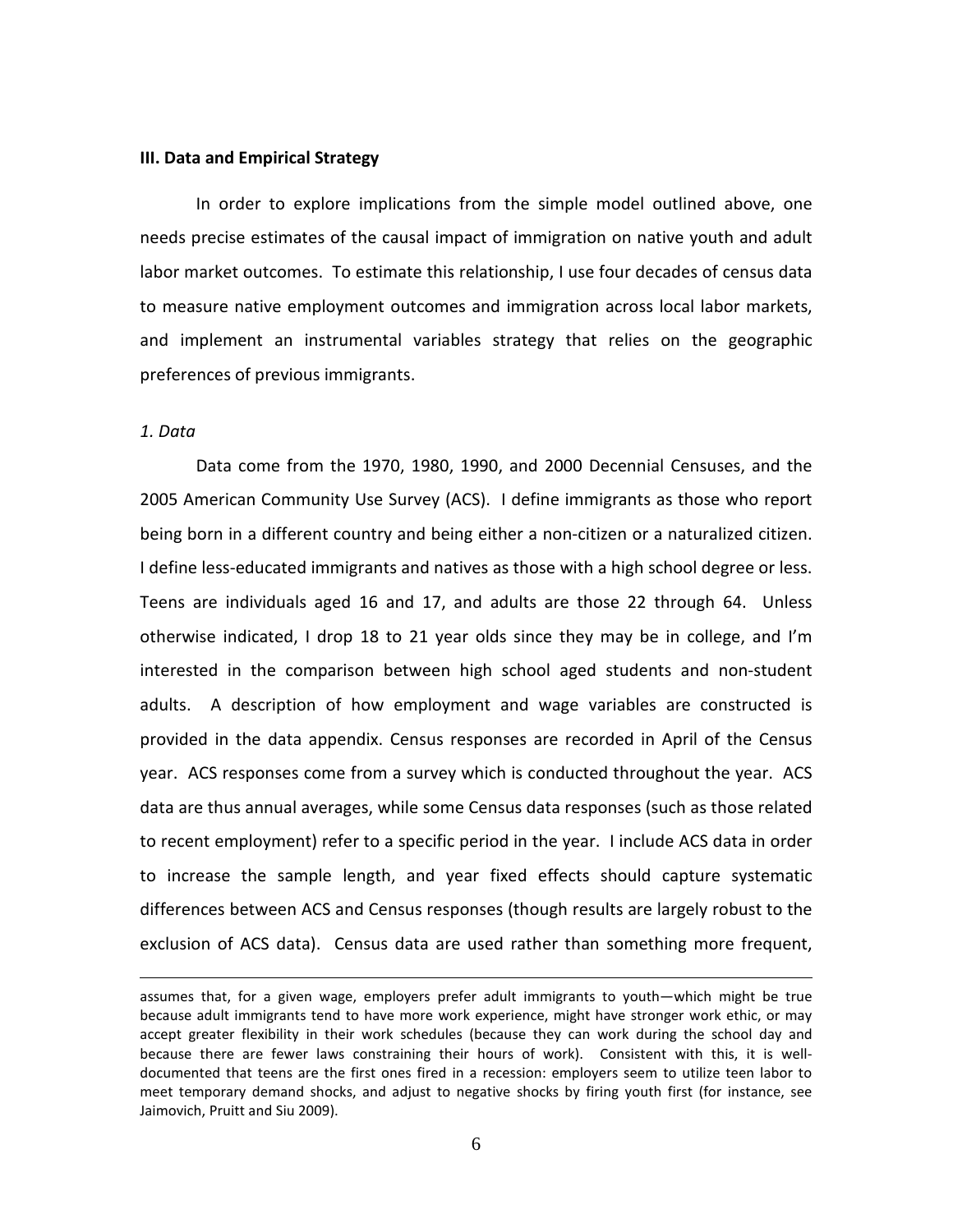### III. Data and Empirical Strategy

In order to explore implications from the simple model outlined above, one needs precise estimates of the causal impact of immigration on native youth and adult labor market outcomes. To estimate this relationship, I use four decades of census data to measure native employment outcomes and immigration across local labor markets, and implement an instrumental variables strategy that relies on the geographic preferences of previous immigrants.

*1. Data*

Data come from the 1970, 1980, 1990, and 2000 Decennial Censuses, and the 2005 American Community Use Survey (ACS). I define immigrants as those who report being born in a different country and being either a non-citizen or a naturalized citizen. I define less-educated immigrants and natives as those with a high school degree or less. Teens are individuals aged 16 and 17, and adults are those 22 through 64. Unless otherwise indicated, I drop 18 to 21 year olds since they may be in college, and I'm interested in the comparison between high school aged students and non-student adults. A description of how employment and wage variables are constructed is provided in the data appendix. Census responses are recorded in April of the Census year. ACS responses come from a survey which is conducted throughout the year. ACS data are thus annual averages, while some Census data responses (such as those related to recent employment) refer to a specific period in the year. I include ACS data in order to increase the sample length, and year fixed effects should capture systematic differences between ACS and Census responses (though results are largely robust to the exclusion of ACS data). Census data are used rather than something more frequent,

---

assumes that, for a given wage, employers prefer adult immigrants to youth—which might be true because adult immigrants tend to have more work experience, might have stronger work ethic, or may accept greater flexibility in their work schedules (because they can work during the school day and because there are fewer laws constraining their hours of work). Consistent with this, it is well-documented that teens are the first ones fired in a recession: employers seem to utilize teen labor to meet temporary demand shocks, and adjust to negative shocks by firing youth first (for instance, see Jaimovich, Pruitt and Siu 2009).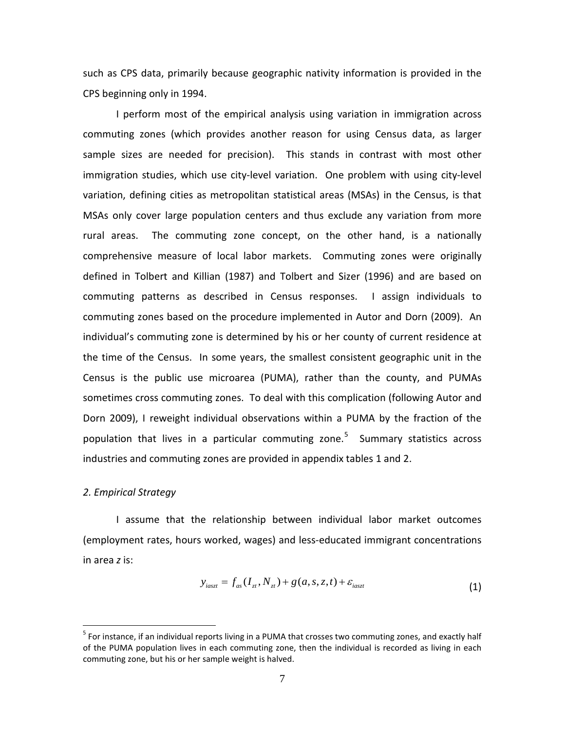such as CPS data, primarily because geographic nativity information is provided in the CPS beginning only in 1994.

I perform most of the empirical analysis using variation in immigration across commuting zones (which provides another reason for using Census data, as larger sample sizes are needed for precision). This stands in contrast with most other immigration studies, which use city-level variation. One problem with using city-level variation, defining cities as metropolitan statistical areas (MSAs) in the Census, is that MSAs only cover large population centers and thus exclude any variation from more rural areas. The commuting zone concept, on the other hand, is a nationally comprehensive measure of local labor markets. Commuting zones were originally defined in Tolbert and Killian (1987) and Tolbert and Sizer (1996) and are based on commuting patterns as described in Census responses. I assign individuals to commuting zones based on the procedure implemented in Autor and Dorn (2009). An individual's commuting zone is determined by his or her county of current residence at the time of the Census. In some years, the smallest consistent geographic unit in the Census is the public use microarea (PUMA), rather than the county, and PUMAs sometimes cross commuting zones. To deal with this complication (following Autor and Dorn 2009), I reweight individual observations within a PUMA by the fraction of the population that lives in a particular commuting zone.[5] Summary statistics across industries and commuting zones are provided in appendix tables 1 and 2.

*2. Empirical Strategy*

I assume that the relationship between individual labor market outcomes (employment rates, hours worked, wages) and less-educated immigrant concentrations in area *z* is:

$$y_{iaszt} = f_{as}(I_{zt}, N_{zt}) + g(a,s,z,t) + \varepsilon_{iaszt} \tag{1}$$

[5] For instance, if an individual reports living in a PUMA that crosses two commuting zones, and exactly half of the PUMA population lives in each commuting zone, then the individual is recorded as living in each commuting zone, but his or her sample weight is halved.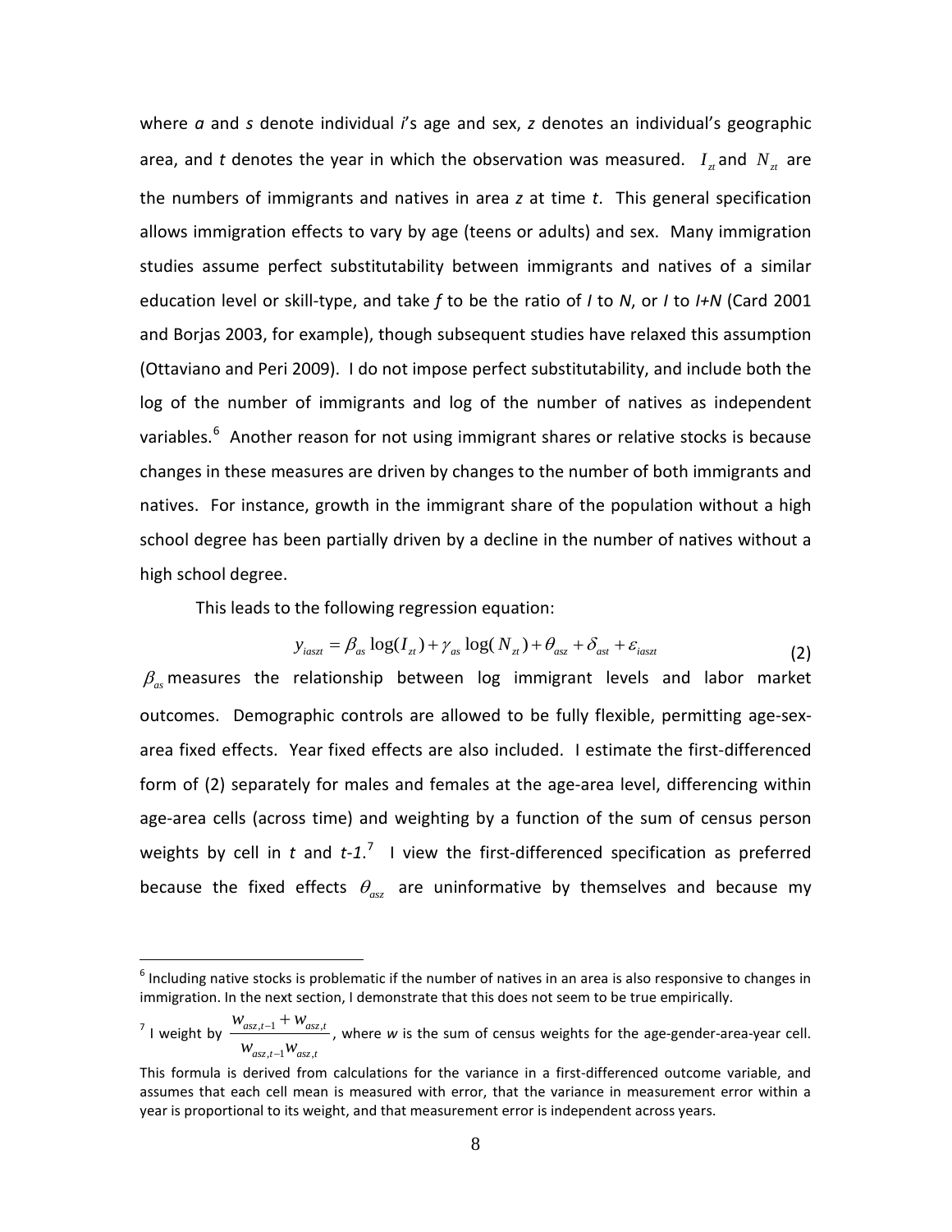where *a* and *s* denote individual *i*'s age and sex, *z* denotes an individual's geographic area, and *t* denotes the year in which the observation was measured. $I_{zt}$ and $N_{zt}$ are the numbers of immigrants and natives in area *z* at time *t*. This general specification allows immigration effects to vary by age (teens or adults) and sex. Many immigration studies assume perfect substitutability between immigrants and natives of a similar education level or skill-type, and take *f* to be the ratio of *I* to *N*, or *I* to *I+N* (Card 2001 and Borjas 2003, for example), though subsequent studies have relaxed this assumption (Ottaviano and Peri 2009). I do not impose perfect substitutability, and include both the log of the number of immigrants and log of the number of natives as independent variables.[6] Another reason for not using immigrant shares or relative stocks is because changes in these measures are driven by changes to the number of both immigrants and natives. For instance, growth in the immigrant share of the population without a high school degree has been partially driven by a decline in the number of natives without a high school degree.

This leads to the following regression equation:

$$y_{iaszt} = \beta_{as} \log(I_{zt}) + \gamma_{as} \log(N_{zt}) + \theta_{asz} + \delta_{ast} + \varepsilon_{iaszt} \tag{2}$$

$\beta_{as}$ measures the relationship between log immigrant levels and labor market outcomes. Demographic controls are allowed to be fully flexible, permitting age-sex-area fixed effects. Year fixed effects are also included. I estimate the first-differenced form of (2) separately for males and females at the age-area level, differencing within age-area cells (across time) and weighting by a function of the sum of census person weights by cell in *t* and *t-1*.[7] I view the first-differenced specification as preferred because the fixed effects $\theta_{asz}$ are uninformative by themselves and because my

[6] Including native stocks is problematic if the number of natives in an area is also responsive to changes in immigration. In the next section, I demonstrate that this does not seem to be true empirically.

[7] I weight by $\frac{w_{asz,t-1} + w_{asz,t}}{w_{asz,t-1} w_{asz,t}}$, where *w* is the sum of census weights for the age-gender-area-year cell. This formula is derived from calculations for the variance in a first-differenced outcome variable, and assumes that each cell mean is measured with error, that the variance in measurement error within a year is proportional to its weight, and that measurement error is independent across years.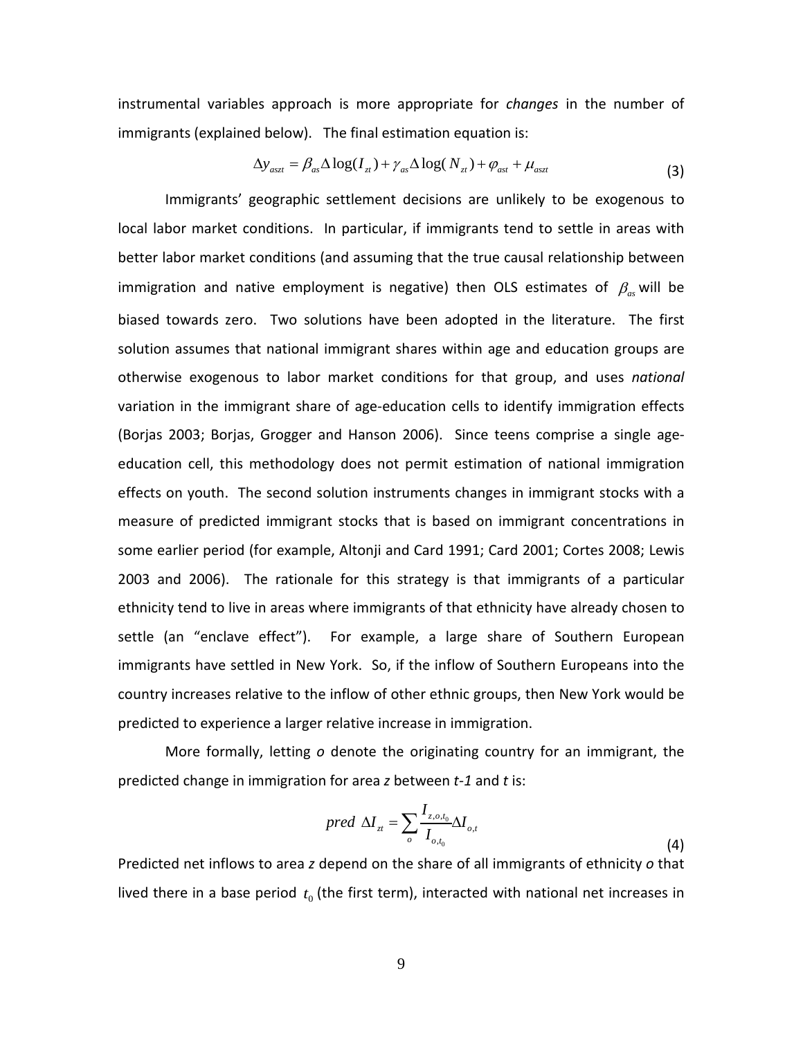instrumental variables approach is more appropriate for *changes* in the number of immigrants (explained below). The final estimation equation is:

$$\Delta y_{aszt} = \beta_{as} \Delta \log(I_{zt}) + \gamma_{as} \Delta \log(N_{zt}) + \varphi_{ast} + \mu_{aszt} \tag{3}$$

Immigrants' geographic settlement decisions are unlikely to be exogenous to local labor market conditions. In particular, if immigrants tend to settle in areas with better labor market conditions (and assuming that the true causal relationship between immigration and native employment is negative) then OLS estimates of $\beta_{as}$ will be biased towards zero. Two solutions have been adopted in the literature. The first solution assumes that national immigrant shares within age and education groups are otherwise exogenous to labor market conditions for that group, and uses *national* variation in the immigrant share of age-education cells to identify immigration effects (Borjas 2003; Borjas, Grogger and Hanson 2006). Since teens comprise a single age-education cell, this methodology does not permit estimation of national immigration effects on youth. The second solution instruments changes in immigrant stocks with a measure of predicted immigrant stocks that is based on immigrant concentrations in some earlier period (for example, Altonji and Card 1991; Card 2001; Cortes 2008; Lewis 2003 and 2006). The rationale for this strategy is that immigrants of a particular ethnicity tend to live in areas where immigrants of that ethnicity have already chosen to settle (an "enclave effect"). For example, a large share of Southern European immigrants have settled in New York. So, if the inflow of Southern Europeans into the country increases relative to the inflow of other ethnic groups, then New York would be predicted to experience a larger relative increase in immigration.

More formally, letting *o* denote the originating country for an immigrant, the predicted change in immigration for area *z* between *t-1* and *t* is:

$$pred\ \Delta I_{zt} = \sum_{o} \frac{I_{z,o,t_0}}{I_{o,t_0}} \Delta I_{o,t} \tag{4}$$

Predicted net inflows to area *z* depend on the share of all immigrants of ethnicity *o* that lived there in a base period $t_0$ (the first term), interacted with national net increases in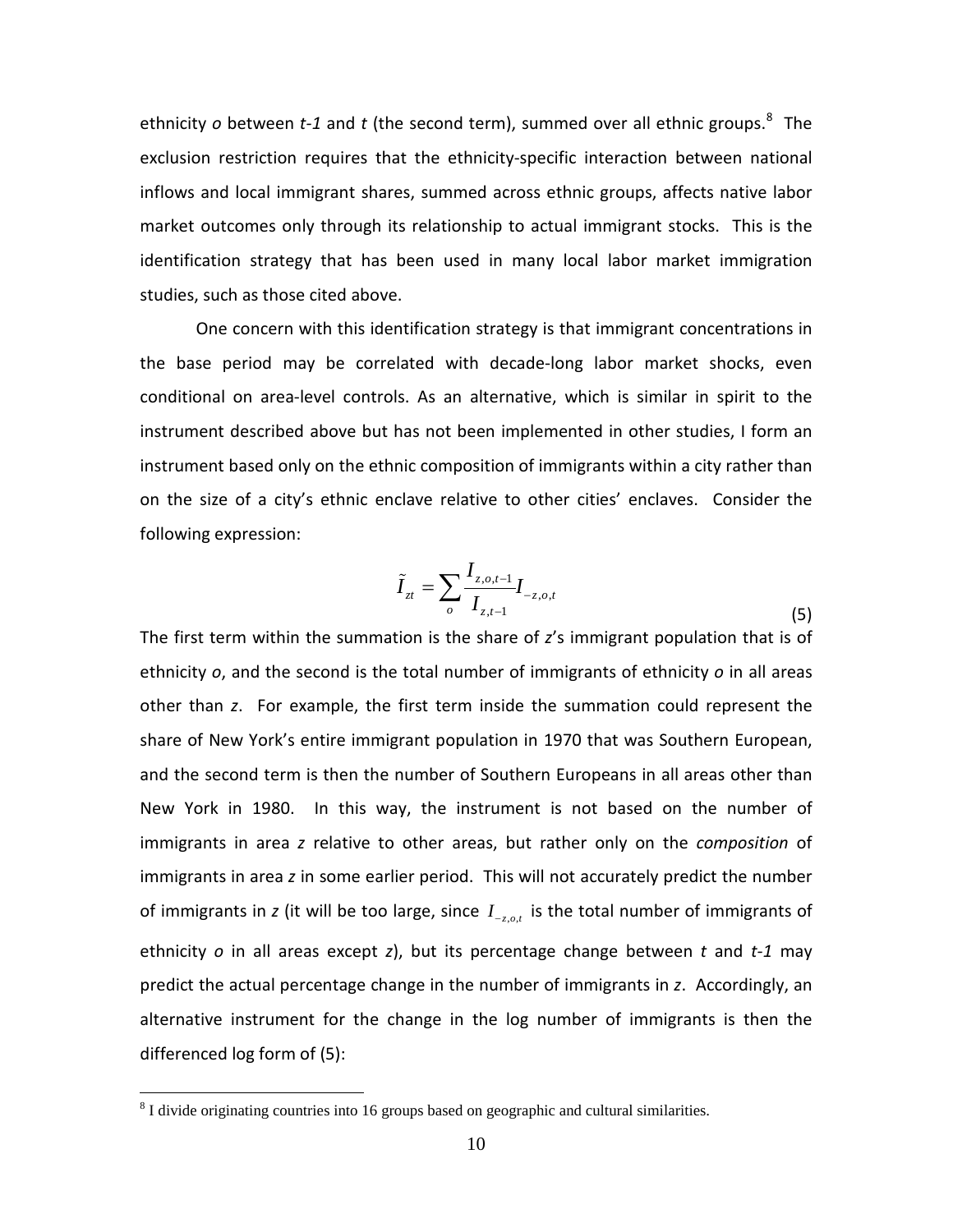ethnicity *o* between *t-1* and *t* (the second term), summed over all ethnic groups.[8] The exclusion restriction requires that the ethnicity-specific interaction between national inflows and local immigrant shares, summed across ethnic groups, affects native labor market outcomes only through its relationship to actual immigrant stocks. This is the identification strategy that has been used in many local labor market immigration studies, such as those cited above.

One concern with this identification strategy is that immigrant concentrations in the base period may be correlated with decade-long labor market shocks, even conditional on area-level controls. As an alternative, which is similar in spirit to the instrument described above but has not been implemented in other studies, I form an instrument based only on the ethnic composition of immigrants within a city rather than on the size of a city's ethnic enclave relative to other cities' enclaves. Consider the following expression:

$$\tilde{I}_{zt} = \sum_{o} \frac{I_{z,o,t-1}}{I_{z,t-1}} I_{-z,o,t} \tag{5}$$

The first term within the summation is the share of *z*'s immigrant population that is of ethnicity *o*, and the second is the total number of immigrants of ethnicity *o* in all areas other than *z*. For example, the first term inside the summation could represent the share of New York's entire immigrant population in 1970 that was Southern European, and the second term is then the number of Southern Europeans in all areas other than New York in 1980. In this way, the instrument is not based on the number of immigrants in area *z* relative to other areas, but rather only on the *composition* of immigrants in area *z* in some earlier period. This will not accurately predict the number of immigrants in *z* (it will be too large, since $I_{-z,o,t}$ is the total number of immigrants of ethnicity *o* in all areas except *z*), but its percentage change between *t* and *t-1* may predict the actual percentage change in the number of immigrants in *z*. Accordingly, an alternative instrument for the change in the log number of immigrants is then the differenced log form of (5):

[8] I divide originating countries into 16 groups based on geographic and cultural similarities.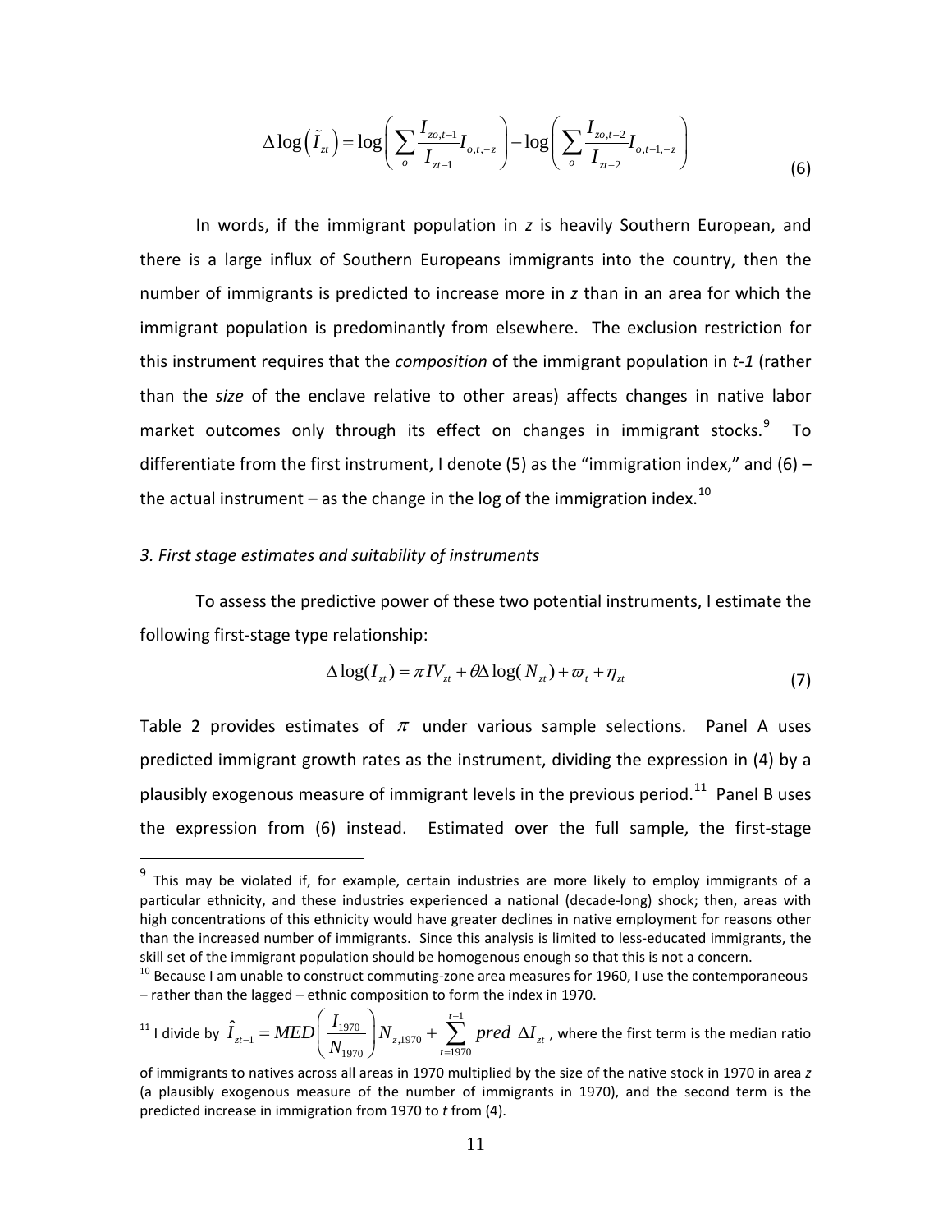$$\Delta \log\left(\tilde{I}_{zt}\right) = \log\left(\sum_{o} \frac{I_{zo,t-1}}{I_{zt-1}} I_{o,t,-z}\right) - \log\left(\sum_{o} \frac{I_{zo,t-2}}{I_{zt-2}} I_{o,t-1,-z}\right) \tag{6}$$

In words, if the immigrant population in *z* is heavily Southern European, and there is a large influx of Southern Europeans immigrants into the country, then the number of immigrants is predicted to increase more in *z* than in an area for which the immigrant population is predominantly from elsewhere. The exclusion restriction for this instrument requires that the *composition* of the immigrant population in *t-1* (rather than the *size* of the enclave relative to other areas) affects changes in native labor market outcomes only through its effect on changes in immigrant stocks.[9] To differentiate from the first instrument, I denote (5) as the "immigration index," and (6) – the actual instrument – as the change in the log of the immigration index.[10]

### *3. First stage estimates and suitability of instruments*

To assess the predictive power of these two potential instruments, I estimate the following first-stage type relationship:

$$\Delta \log(I_{zt}) = \pi IV_{zt} + \theta \Delta \log(N_{zt}) + \varpi_t + \eta_{zt} \tag{7}$$

Table 2 provides estimates of $\pi$ under various sample selections. Panel A uses predicted immigrant growth rates as the instrument, dividing the expression in (4) by a plausibly exogenous measure of immigrant levels in the previous period.[11] Panel B uses the expression from (6) instead. Estimated over the full sample, the first-stage

---

[9] This may be violated if, for example, certain industries are more likely to employ immigrants of a particular ethnicity, and these industries experienced a national (decade-long) shock; then, areas with high concentrations of this ethnicity would have greater declines in native employment for reasons other than the increased number of immigrants. Since this analysis is limited to less-educated immigrants, the skill set of the immigrant population should be homogenous enough so that this is not a concern.

[10] Because I am unable to construct commuting-zone area measures for 1960, I use the contemporaneous – rather than the lagged – ethnic composition to form the index in 1970.

[11] I divide by $\hat{I}_{zt-1} = MED\left(\frac{I_{1970}}{N_{1970}}\right) N_{z,1970} + \sum_{t=1970}^{t-1} pred\ \Delta I_{zt}$, where the first term is the median ratio of immigrants to natives across all areas in 1970 multiplied by the size of the native stock in 1970 in area *z* (a plausibly exogenous measure of the number of immigrants in 1970), and the second term is the predicted increase in immigration from 1970 to *t* from (4).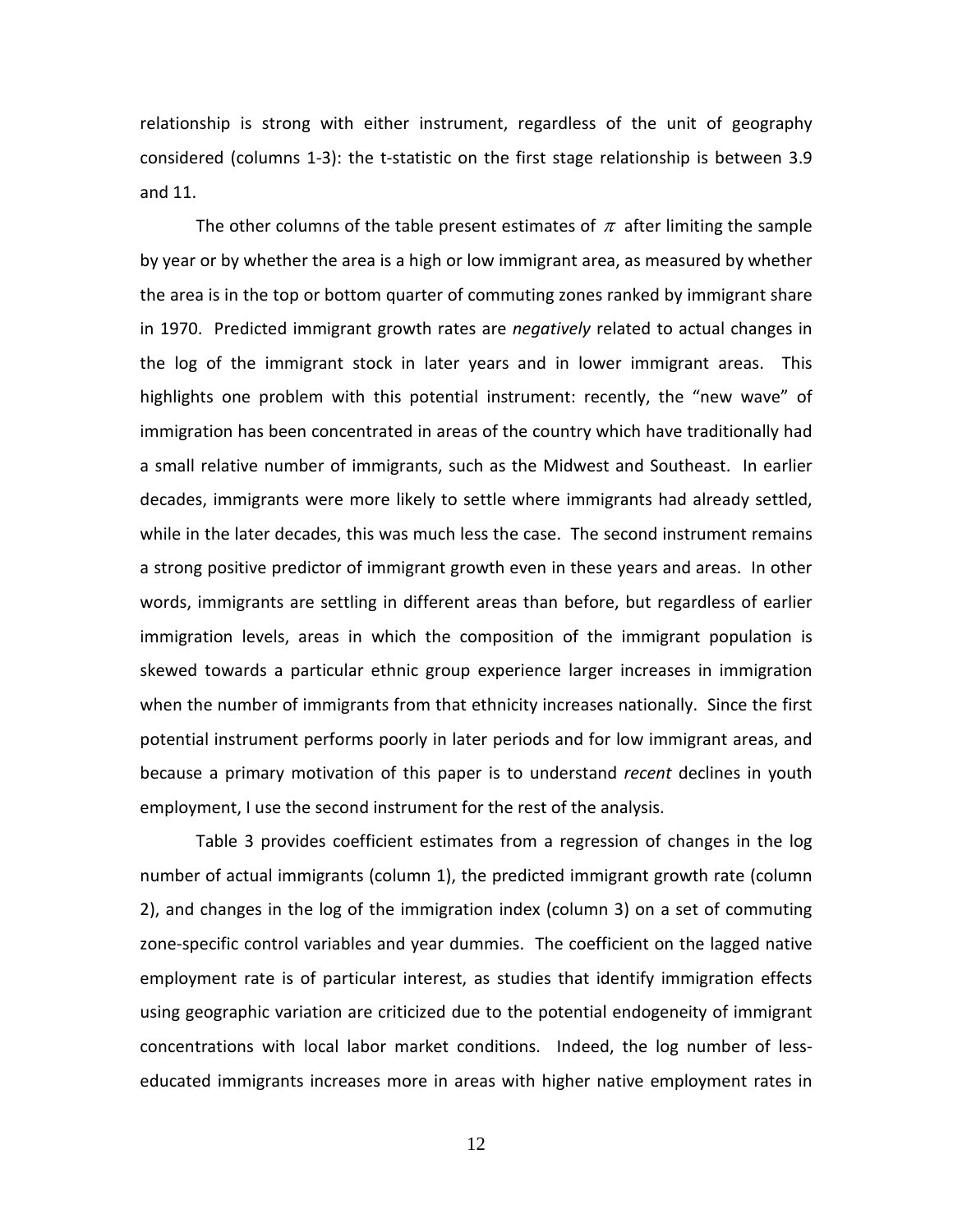relationship is strong with either instrument, regardless of the unit of geography considered (columns 1-3): the t-statistic on the first stage relationship is between 3.9 and 11.

The other columns of the table present estimates of $\pi$ after limiting the sample by year or by whether the area is a high or low immigrant area, as measured by whether the area is in the top or bottom quarter of commuting zones ranked by immigrant share in 1970. Predicted immigrant growth rates are *negatively* related to actual changes in the log of the immigrant stock in later years and in lower immigrant areas. This highlights one problem with this potential instrument: recently, the "new wave" of immigration has been concentrated in areas of the country which have traditionally had a small relative number of immigrants, such as the Midwest and Southeast. In earlier decades, immigrants were more likely to settle where immigrants had already settled, while in the later decades, this was much less the case. The second instrument remains a strong positive predictor of immigrant growth even in these years and areas. In other words, immigrants are settling in different areas than before, but regardless of earlier immigration levels, areas in which the composition of the immigrant population is skewed towards a particular ethnic group experience larger increases in immigration when the number of immigrants from that ethnicity increases nationally. Since the first potential instrument performs poorly in later periods and for low immigrant areas, and because a primary motivation of this paper is to understand *recent* declines in youth employment, I use the second instrument for the rest of the analysis.

Table 3 provides coefficient estimates from a regression of changes in the log number of actual immigrants (column 1), the predicted immigrant growth rate (column 2), and changes in the log of the immigration index (column 3) on a set of commuting zone-specific control variables and year dummies. The coefficient on the lagged native employment rate is of particular interest, as studies that identify immigration effects using geographic variation are criticized due to the potential endogeneity of immigrant concentrations with local labor market conditions. Indeed, the log number of less-educated immigrants increases more in areas with higher native employment rates in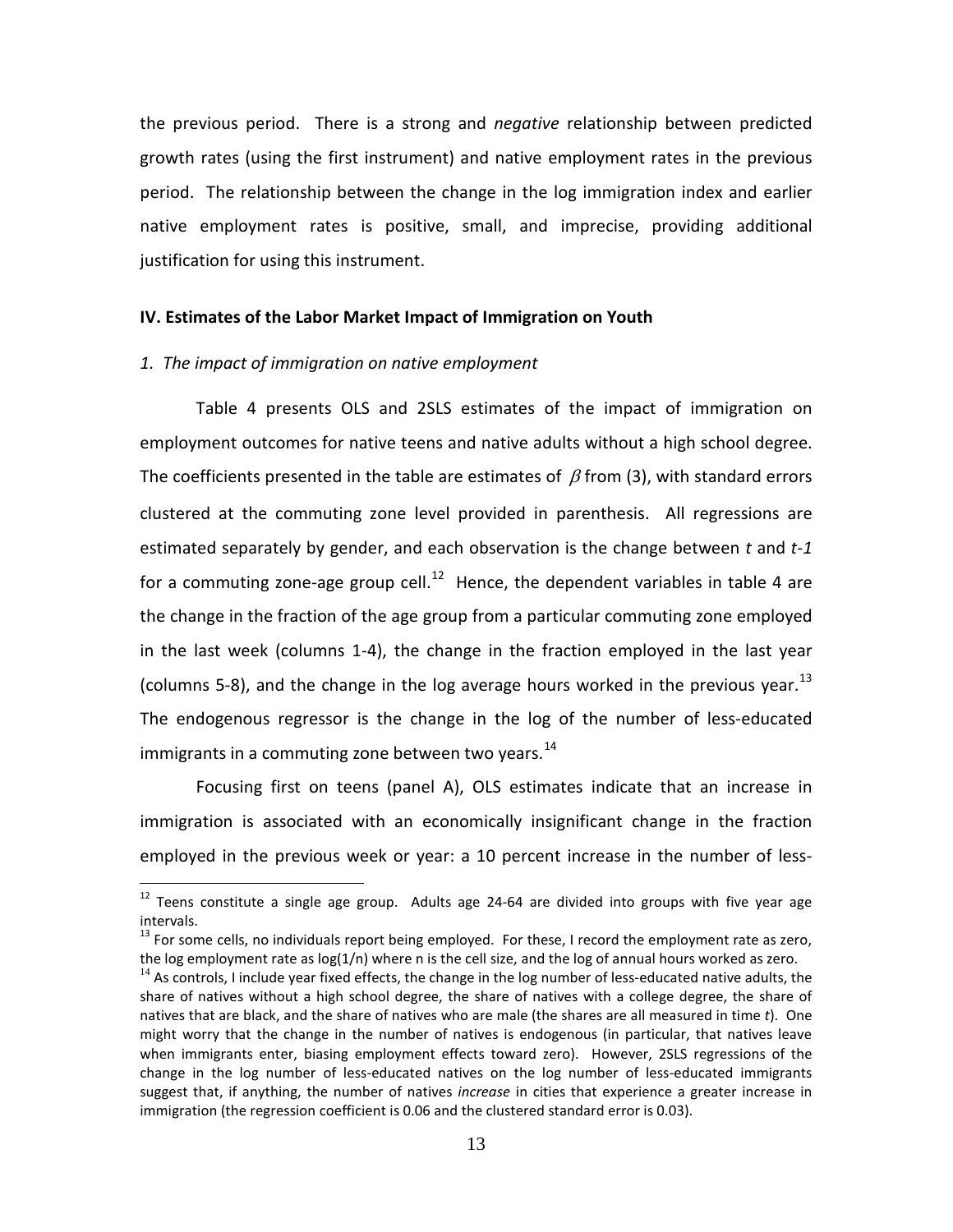the previous period. There is a strong and *negative* relationship between predicted growth rates (using the first instrument) and native employment rates in the previous period. The relationship between the change in the log immigration index and earlier native employment rates is positive, small, and imprecise, providing additional justification for using this instrument.

## IV. Estimates of the Labor Market Impact of Immigration on Youth

### *1. The impact of immigration on native employment*

Table 4 presents OLS and 2SLS estimates of the impact of immigration on employment outcomes for native teens and native adults without a high school degree. The coefficients presented in the table are estimates of $\beta$ from (3), with standard errors clustered at the commuting zone level provided in parenthesis. All regressions are estimated separately by gender, and each observation is the change between *t* and *t-1* for a commuting zone-age group cell.[12] Hence, the dependent variables in table 4 are the change in the fraction of the age group from a particular commuting zone employed in the last week (columns 1-4), the change in the fraction employed in the last year (columns 5-8), and the change in the log average hours worked in the previous year.[13] The endogenous regressor is the change in the log of the number of less-educated immigrants in a commuting zone between two years.[14]

Focusing first on teens (panel A), OLS estimates indicate that an increase in immigration is associated with an economically insignificant change in the fraction employed in the previous week or year: a 10 percent increase in the number of less-

---

[12] Teens constitute a single age group. Adults age 24-64 are divided into groups with five year age intervals.

[13] For some cells, no individuals report being employed. For these, I record the employment rate as zero, the log employment rate as log(1/n) where n is the cell size, and the log of annual hours worked as zero.

[14] As controls, I include year fixed effects, the change in the log number of less-educated native adults, the share of natives without a high school degree, the share of natives with a college degree, the share of natives that are black, and the share of natives who are male (the shares are all measured in time *t*). One might worry that the change in the number of natives is endogenous (in particular, that natives leave when immigrants enter, biasing employment effects toward zero). However, 2SLS regressions of the change in the log number of less-educated natives on the log number of less-educated immigrants suggest that, if anything, the number of natives *increase* in cities that experience a greater increase in immigration (the regression coefficient is 0.06 and the clustered standard error is 0.03).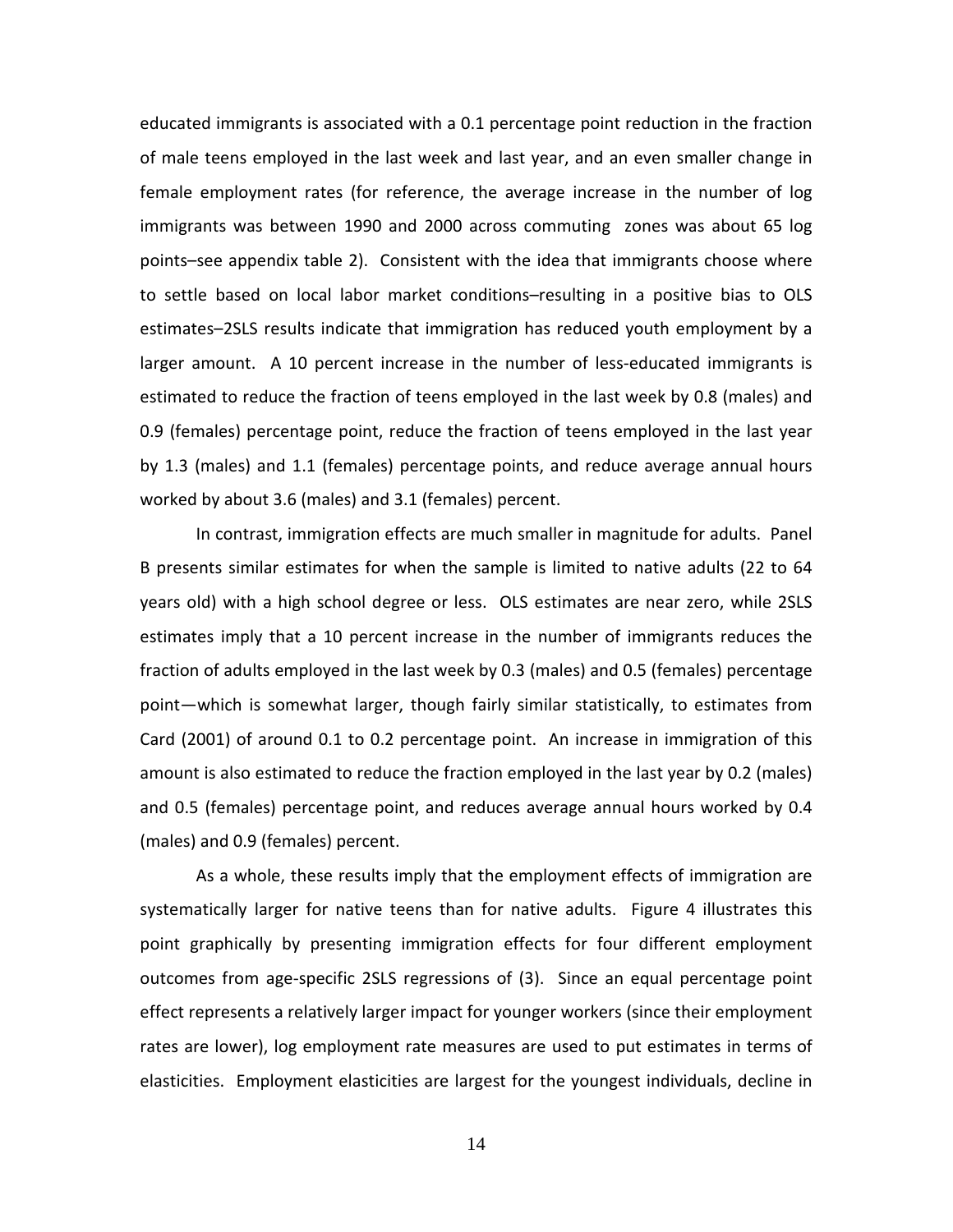educated immigrants is associated with a 0.1 percentage point reduction in the fraction of male teens employed in the last week and last year, and an even smaller change in female employment rates (for reference, the average increase in the number of log immigrants was between 1990 and 2000 across commuting zones was about 65 log points–see appendix table 2). Consistent with the idea that immigrants choose where to settle based on local labor market conditions–resulting in a positive bias to OLS estimates–2SLS results indicate that immigration has reduced youth employment by a larger amount. A 10 percent increase in the number of less-educated immigrants is estimated to reduce the fraction of teens employed in the last week by 0.8 (males) and 0.9 (females) percentage point, reduce the fraction of teens employed in the last year by 1.3 (males) and 1.1 (females) percentage points, and reduce average annual hours worked by about 3.6 (males) and 3.1 (females) percent.

In contrast, immigration effects are much smaller in magnitude for adults. Panel B presents similar estimates for when the sample is limited to native adults (22 to 64 years old) with a high school degree or less. OLS estimates are near zero, while 2SLS estimates imply that a 10 percent increase in the number of immigrants reduces the fraction of adults employed in the last week by 0.3 (males) and 0.5 (females) percentage point—which is somewhat larger, though fairly similar statistically, to estimates from Card (2001) of around 0.1 to 0.2 percentage point. An increase in immigration of this amount is also estimated to reduce the fraction employed in the last year by 0.2 (males) and 0.5 (females) percentage point, and reduces average annual hours worked by 0.4 (males) and 0.9 (females) percent.

As a whole, these results imply that the employment effects of immigration are systematically larger for native teens than for native adults. Figure 4 illustrates this point graphically by presenting immigration effects for four different employment outcomes from age-specific 2SLS regressions of (3). Since an equal percentage point effect represents a relatively larger impact for younger workers (since their employment rates are lower), log employment rate measures are used to put estimates in terms of elasticities. Employment elasticities are largest for the youngest individuals, decline in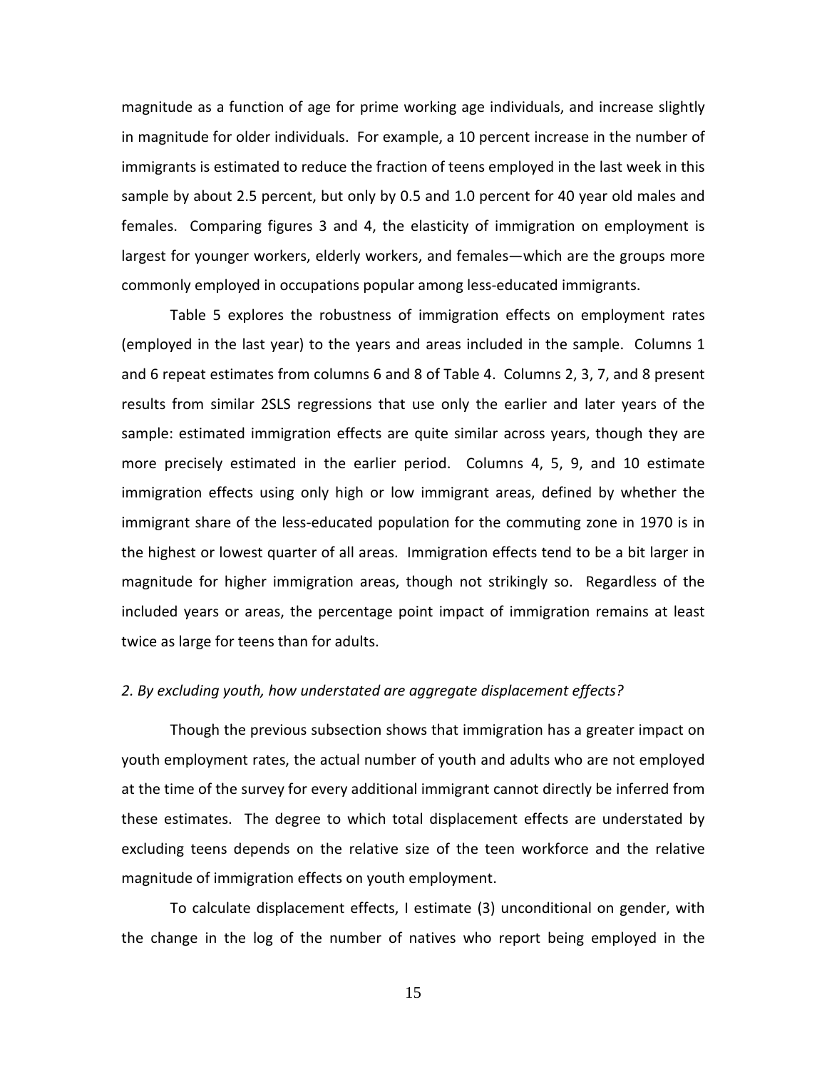magnitude as a function of age for prime working age individuals, and increase slightly in magnitude for older individuals. For example, a 10 percent increase in the number of immigrants is estimated to reduce the fraction of teens employed in the last week in this sample by about 2.5 percent, but only by 0.5 and 1.0 percent for 40 year old males and females. Comparing figures 3 and 4, the elasticity of immigration on employment is largest for younger workers, elderly workers, and females—which are the groups more commonly employed in occupations popular among less-educated immigrants.

Table 5 explores the robustness of immigration effects on employment rates (employed in the last year) to the years and areas included in the sample. Columns 1 and 6 repeat estimates from columns 6 and 8 of Table 4. Columns 2, 3, 7, and 8 present results from similar 2SLS regressions that use only the earlier and later years of the sample: estimated immigration effects are quite similar across years, though they are more precisely estimated in the earlier period. Columns 4, 5, 9, and 10 estimate immigration effects using only high or low immigrant areas, defined by whether the immigrant share of the less-educated population for the commuting zone in 1970 is in the highest or lowest quarter of all areas. Immigration effects tend to be a bit larger in magnitude for higher immigration areas, though not strikingly so. Regardless of the included years or areas, the percentage point impact of immigration remains at least twice as large for teens than for adults.

*2. By excluding youth, how understated are aggregate displacement effects?*

Though the previous subsection shows that immigration has a greater impact on youth employment rates, the actual number of youth and adults who are not employed at the time of the survey for every additional immigrant cannot directly be inferred from these estimates. The degree to which total displacement effects are understated by excluding teens depends on the relative size of the teen workforce and the relative magnitude of immigration effects on youth employment.

To calculate displacement effects, I estimate (3) unconditional on gender, with the change in the log of the number of natives who report being employed in the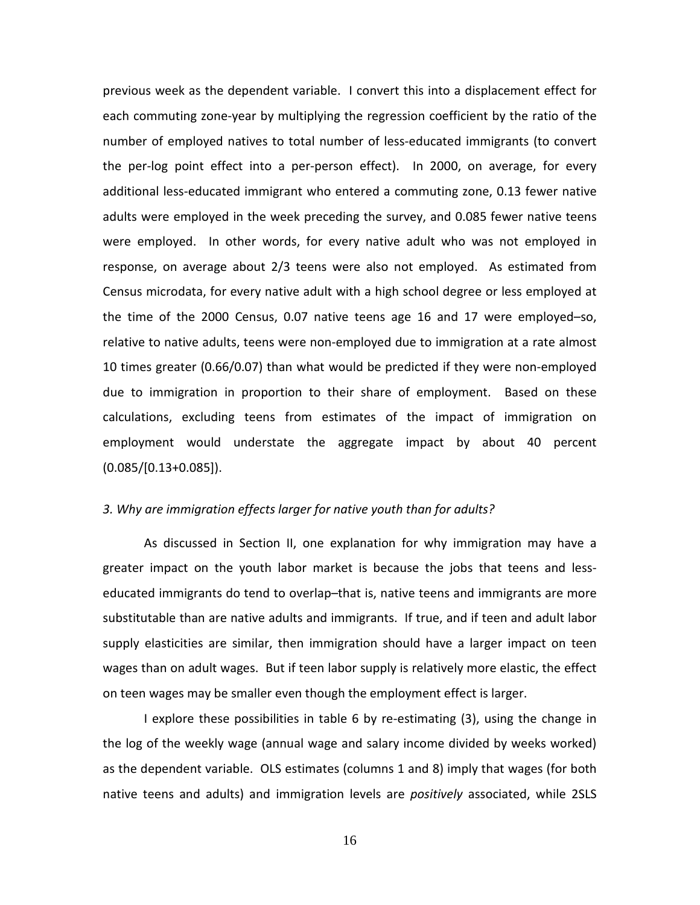previous week as the dependent variable. I convert this into a displacement effect for each commuting zone-year by multiplying the regression coefficient by the ratio of the number of employed natives to total number of less-educated immigrants (to convert the per-log point effect into a per-person effect). In 2000, on average, for every additional less-educated immigrant who entered a commuting zone, 0.13 fewer native adults were employed in the week preceding the survey, and 0.085 fewer native teens were employed. In other words, for every native adult who was not employed in response, on average about 2/3 teens were also not employed. As estimated from Census microdata, for every native adult with a high school degree or less employed at the time of the 2000 Census, 0.07 native teens age 16 and 17 were employed–so, relative to native adults, teens were non-employed due to immigration at a rate almost 10 times greater (0.66/0.07) than what would be predicted if they were non-employed due to immigration in proportion to their share of employment. Based on these calculations, excluding teens from estimates of the impact of immigration on employment would understate the aggregate impact by about 40 percent (0.085/[0.13+0.085]).

*3. Why are immigration effects larger for native youth than for adults?*

As discussed in Section II, one explanation for why immigration may have a greater impact on the youth labor market is because the jobs that teens and less-educated immigrants do tend to overlap–that is, native teens and immigrants are more substitutable than are native adults and immigrants. If true, and if teen and adult labor supply elasticities are similar, then immigration should have a larger impact on teen wages than on adult wages. But if teen labor supply is relatively more elastic, the effect on teen wages may be smaller even though the employment effect is larger.

I explore these possibilities in table 6 by re-estimating (3), using the change in the log of the weekly wage (annual wage and salary income divided by weeks worked) as the dependent variable. OLS estimates (columns 1 and 8) imply that wages (for both native teens and adults) and immigration levels are *positively* associated, while 2SLS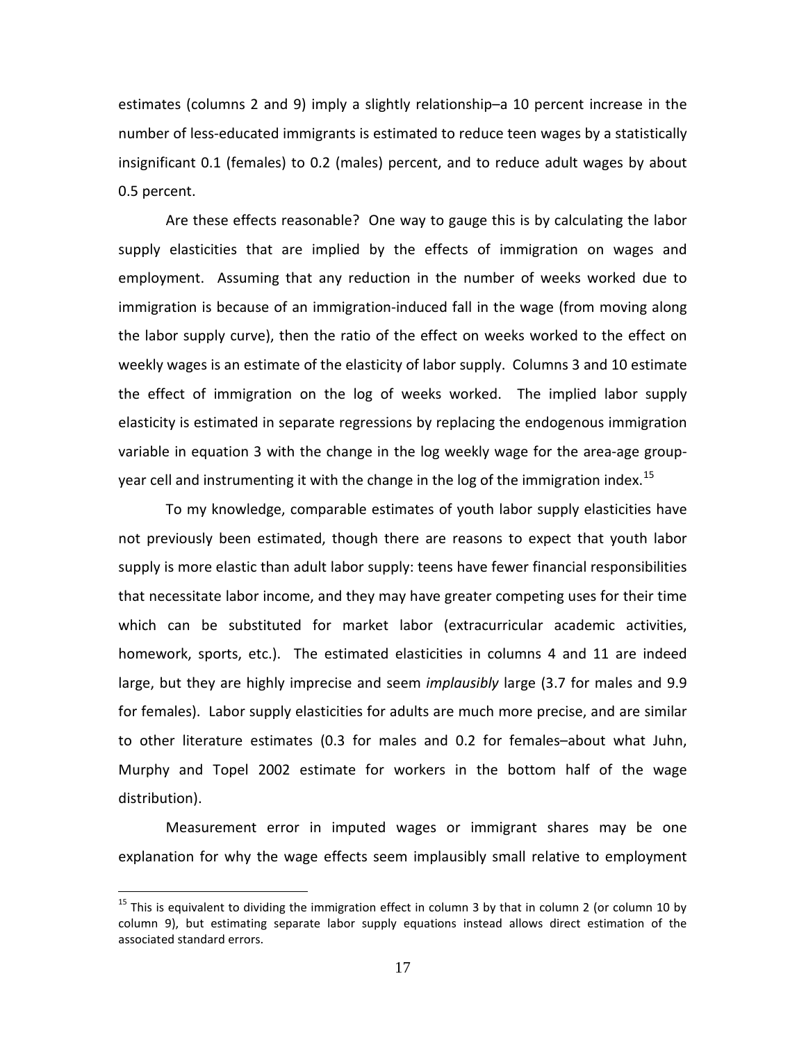estimates (columns 2 and 9) imply a slightly relationship–a 10 percent increase in the number of less-educated immigrants is estimated to reduce teen wages by a statistically insignificant 0.1 (females) to 0.2 (males) percent, and to reduce adult wages by about 0.5 percent.

Are these effects reasonable? One way to gauge this is by calculating the labor supply elasticities that are implied by the effects of immigration on wages and employment. Assuming that any reduction in the number of weeks worked due to immigration is because of an immigration-induced fall in the wage (from moving along the labor supply curve), then the ratio of the effect on weeks worked to the effect on weekly wages is an estimate of the elasticity of labor supply. Columns 3 and 10 estimate the effect of immigration on the log of weeks worked. The implied labor supply elasticity is estimated in separate regressions by replacing the endogenous immigration variable in equation 3 with the change in the log weekly wage for the area-age group-year cell and instrumenting it with the change in the log of the immigration index.[15]

To my knowledge, comparable estimates of youth labor supply elasticities have not previously been estimated, though there are reasons to expect that youth labor supply is more elastic than adult labor supply: teens have fewer financial responsibilities that necessitate labor income, and they may have greater competing uses for their time which can be substituted for market labor (extracurricular academic activities, homework, sports, etc.). The estimated elasticities in columns 4 and 11 are indeed large, but they are highly imprecise and seem *implausibly* large (3.7 for males and 9.9 for females). Labor supply elasticities for adults are much more precise, and are similar to other literature estimates (0.3 for males and 0.2 for females–about what Juhn, Murphy and Topel 2002 estimate for workers in the bottom half of the wage distribution).

Measurement error in imputed wages or immigrant shares may be one explanation for why the wage effects seem implausibly small relative to employment

[15] This is equivalent to dividing the immigration effect in column 3 by that in column 2 (or column 10 by column 9), but estimating separate labor supply equations instead allows direct estimation of the associated standard errors.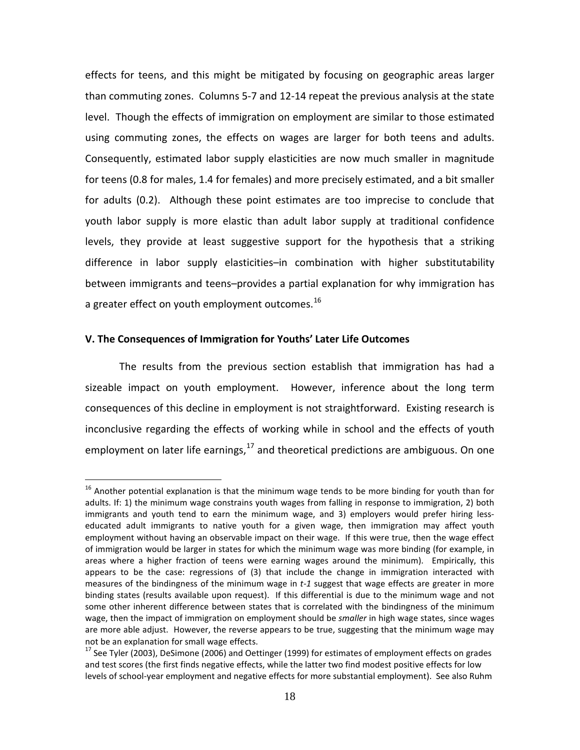effects for teens, and this might be mitigated by focusing on geographic areas larger than commuting zones. Columns 5-7 and 12-14 repeat the previous analysis at the state level. Though the effects of immigration on employment are similar to those estimated using commuting zones, the effects on wages are larger for both teens and adults. Consequently, estimated labor supply elasticities are now much smaller in magnitude for teens (0.8 for males, 1.4 for females) and more precisely estimated, and a bit smaller for adults (0.2). Although these point estimates are too imprecise to conclude that youth labor supply is more elastic than adult labor supply at traditional confidence levels, they provide at least suggestive support for the hypothesis that a striking difference in labor supply elasticities–in combination with higher substitutability between immigrants and teens–provides a partial explanation for why immigration has a greater effect on youth employment outcomes.[16]

### V. The Consequences of Immigration for Youths' Later Life Outcomes

The results from the previous section establish that immigration has had a sizeable impact on youth employment. However, inference about the long term consequences of this decline in employment is not straightforward. Existing research is inconclusive regarding the effects of working while in school and the effects of youth employment on later life earnings,[17] and theoretical predictions are ambiguous. On one

---

[16] Another potential explanation is that the minimum wage tends to be more binding for youth than for adults. If: 1) the minimum wage constrains youth wages from falling in response to immigration, 2) both immigrants and youth tend to earn the minimum wage, and 3) employers would prefer hiring less-educated adult immigrants to native youth for a given wage, then immigration may affect youth employment without having an observable impact on their wage. If this were true, then the wage effect of immigration would be larger in states for which the minimum wage was more binding (for example, in areas where a higher fraction of teens were earning wages around the minimum). Empirically, this appears to be the case: regressions of (3) that include the change in immigration interacted with measures of the bindingness of the minimum wage in *t-1* suggest that wage effects are greater in more binding states (results available upon request). If this differential is due to the minimum wage and not some other inherent difference between states that is correlated with the bindingness of the minimum wage, then the impact of immigration on employment should be *smaller* in high wage states, since wages are more able adjust. However, the reverse appears to be true, suggesting that the minimum wage may not be an explanation for small wage effects.

[17] See Tyler (2003), DeSimone (2006) and Oettinger (1999) for estimates of employment effects on grades and test scores (the first finds negative effects, while the latter two find modest positive effects for low levels of school-year employment and negative effects for more substantial employment). See also Ruhm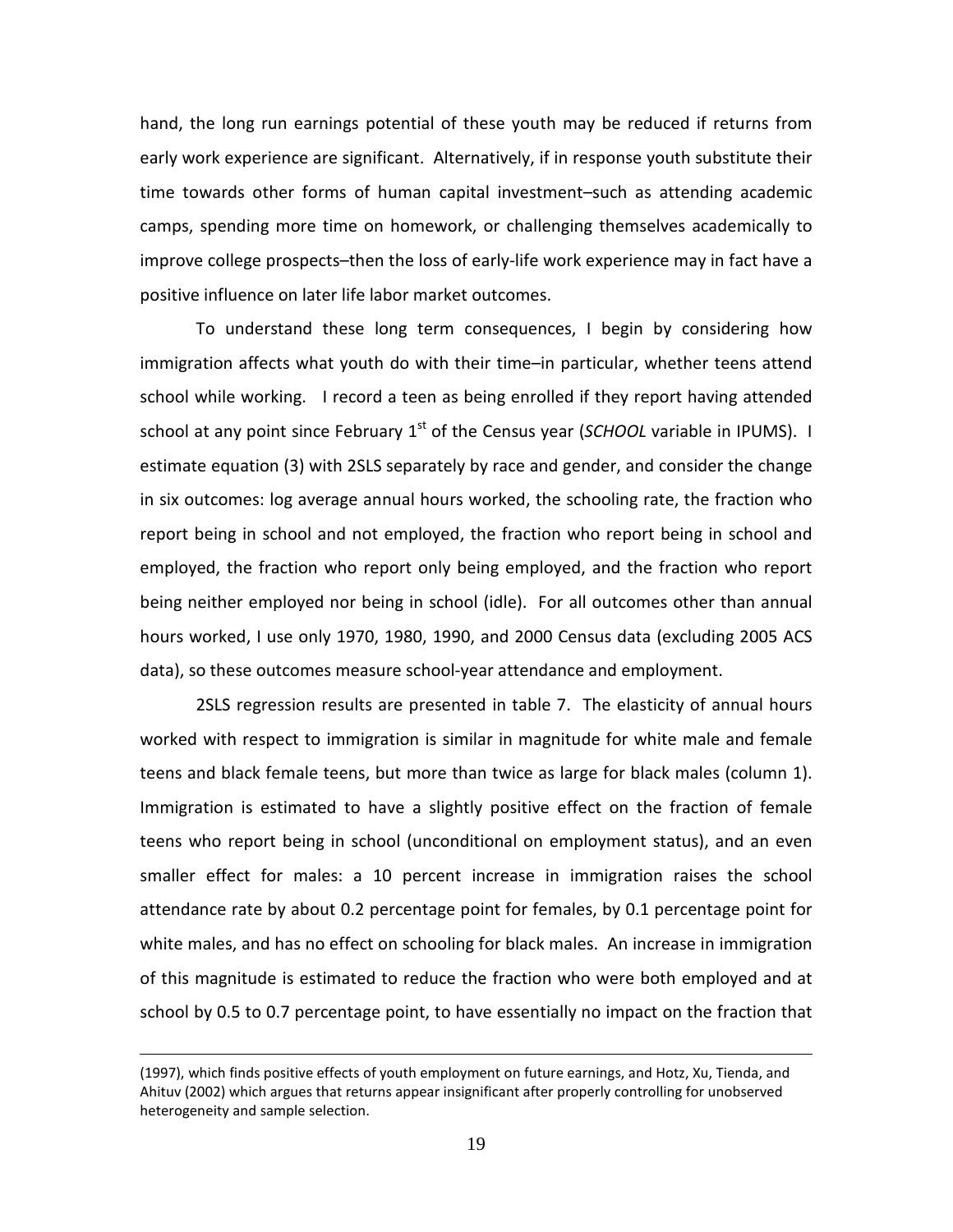hand, the long run earnings potential of these youth may be reduced if returns from early work experience are significant. Alternatively, if in response youth substitute their time towards other forms of human capital investment–such as attending academic camps, spending more time on homework, or challenging themselves academically to improve college prospects–then the loss of early-life work experience may in fact have a positive influence on later life labor market outcomes.

To understand these long term consequences, I begin by considering how immigration affects what youth do with their time–in particular, whether teens attend school while working. I record a teen as being enrolled if they report having attended school at any point since February 1st of the Census year (*SCHOOL* variable in IPUMS). I estimate equation (3) with 2SLS separately by race and gender, and consider the change in six outcomes: log average annual hours worked, the schooling rate, the fraction who report being in school and not employed, the fraction who report being in school and employed, the fraction who report only being employed, and the fraction who report being neither employed nor being in school (idle). For all outcomes other than annual hours worked, I use only 1970, 1980, 1990, and 2000 Census data (excluding 2005 ACS data), so these outcomes measure school-year attendance and employment.

2SLS regression results are presented in table 7. The elasticity of annual hours worked with respect to immigration is similar in magnitude for white male and female teens and black female teens, but more than twice as large for black males (column 1). Immigration is estimated to have a slightly positive effect on the fraction of female teens who report being in school (unconditional on employment status), and an even smaller effect for males: a 10 percent increase in immigration raises the school attendance rate by about 0.2 percentage point for females, by 0.1 percentage point for white males, and has no effect on schooling for black males. An increase in immigration of this magnitude is estimated to reduce the fraction who were both employed and at school by 0.5 to 0.7 percentage point, to have essentially no impact on the fraction that

(1997), which finds positive effects of youth employment on future earnings, and Hotz, Xu, Tienda, and Ahituv (2002) which argues that returns appear insignificant after properly controlling for unobserved heterogeneity and sample selection.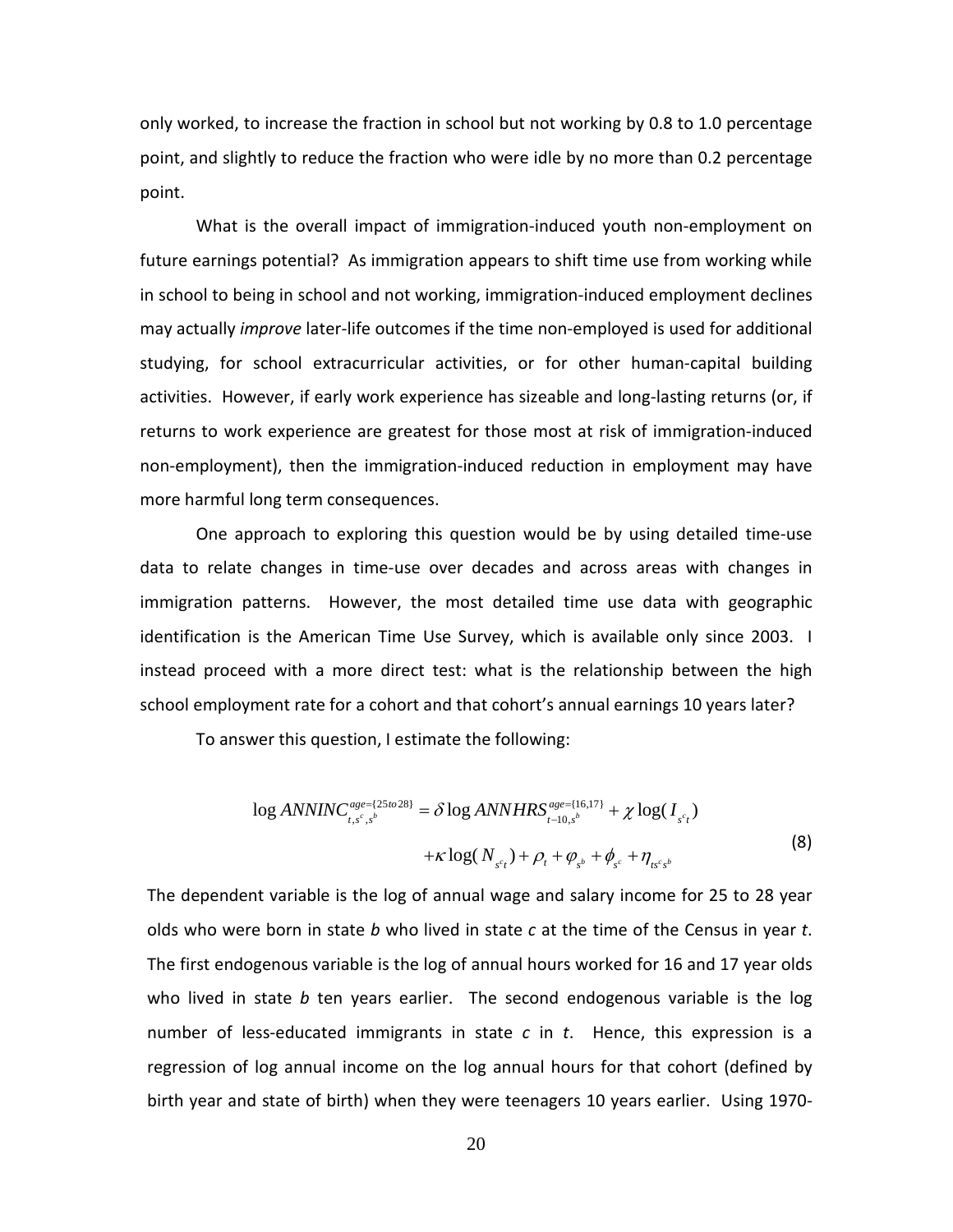only worked, to increase the fraction in school but not working by 0.8 to 1.0 percentage point, and slightly to reduce the fraction who were idle by no more than 0.2 percentage point.

What is the overall impact of immigration-induced youth non-employment on future earnings potential? As immigration appears to shift time use from working while in school to being in school and not working, immigration-induced employment declines may actually *improve* later-life outcomes if the time non-employed is used for additional studying, for school extracurricular activities, or for other human-capital building activities. However, if early work experience has sizeable and long-lasting returns (or, if returns to work experience are greatest for those most at risk of immigration-induced non-employment), then the immigration-induced reduction in employment may have more harmful long term consequences.

One approach to exploring this question would be by using detailed time-use data to relate changes in time-use over decades and across areas with changes in immigration patterns. However, the most detailed time use data with geographic identification is the American Time Use Survey, which is available only since 2003. I instead proceed with a more direct test: what is the relationship between the high school employment rate for a cohort and that cohort's annual earnings 10 years later?

To answer this question, I estimate the following:

$$\log ANNINC_{t,s^c,s^b}^{age=\{25to28\}} = \delta \log ANNHRS_{t-10,s^b}^{age=\{16,17\}} + \chi \log(I_{s^c t}) + \kappa \log(N_{s^c t}) + \rho_t + \varphi_{s^b} + \phi_{s^c} + \eta_{ts^c s^b} \tag{8}$$

The dependent variable is the log of annual wage and salary income for 25 to 28 year olds who were born in state *b* who lived in state *c* at the time of the Census in year *t*. The first endogenous variable is the log of annual hours worked for 16 and 17 year olds who lived in state *b* ten years earlier. The second endogenous variable is the log number of less-educated immigrants in state *c* in *t*. Hence, this expression is a regression of log annual income on the log annual hours for that cohort (defined by birth year and state of birth) when they were teenagers 10 years earlier. Using 1970-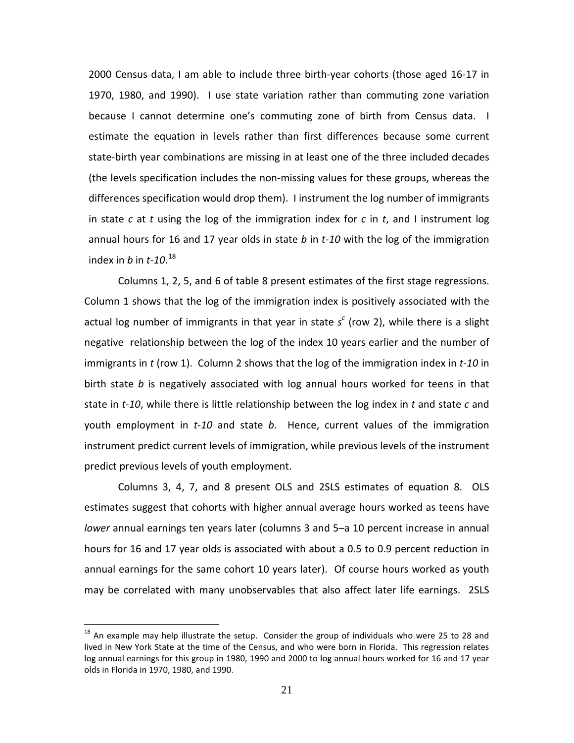2000 Census data, I am able to include three birth-year cohorts (those aged 16-17 in 1970, 1980, and 1990). I use state variation rather than commuting zone variation because I cannot determine one's commuting zone of birth from Census data. I estimate the equation in levels rather than first differences because some current state-birth year combinations are missing in at least one of the three included decades (the levels specification includes the non-missing values for these groups, whereas the differences specification would drop them). I instrument the log number of immigrants in state *c* at *t* using the log of the immigration index for *c* in *t*, and I instrument log annual hours for 16 and 17 year olds in state *b* in *t-10* with the log of the immigration index in *b* in *t-10*.[18]

Columns 1, 2, 5, and 6 of table 8 present estimates of the first stage regressions. Column 1 shows that the log of the immigration index is positively associated with the actual log number of immigrants in that year in state $s^c$ (row 2), while there is a slight negative relationship between the log of the index 10 years earlier and the number of immigrants in *t* (row 1). Column 2 shows that the log of the immigration index in *t-10* in birth state *b* is negatively associated with log annual hours worked for teens in that state in *t-10*, while there is little relationship between the log index in *t* and state *c* and youth employment in *t-10* and state *b*. Hence, current values of the immigration instrument predict current levels of immigration, while previous levels of the instrument predict previous levels of youth employment.

Columns 3, 4, 7, and 8 present OLS and 2SLS estimates of equation 8. OLS estimates suggest that cohorts with higher annual average hours worked as teens have *lower* annual earnings ten years later (columns 3 and 5–a 10 percent increase in annual hours for 16 and 17 year olds is associated with about a 0.5 to 0.9 percent reduction in annual earnings for the same cohort 10 years later). Of course hours worked as youth may be correlated with many unobservables that also affect later life earnings. 2SLS

[18] An example may help illustrate the setup. Consider the group of individuals who were 25 to 28 and lived in New York State at the time of the Census, and who were born in Florida. This regression relates log annual earnings for this group in 1980, 1990 and 2000 to log annual hours worked for 16 and 17 year olds in Florida in 1970, 1980, and 1990.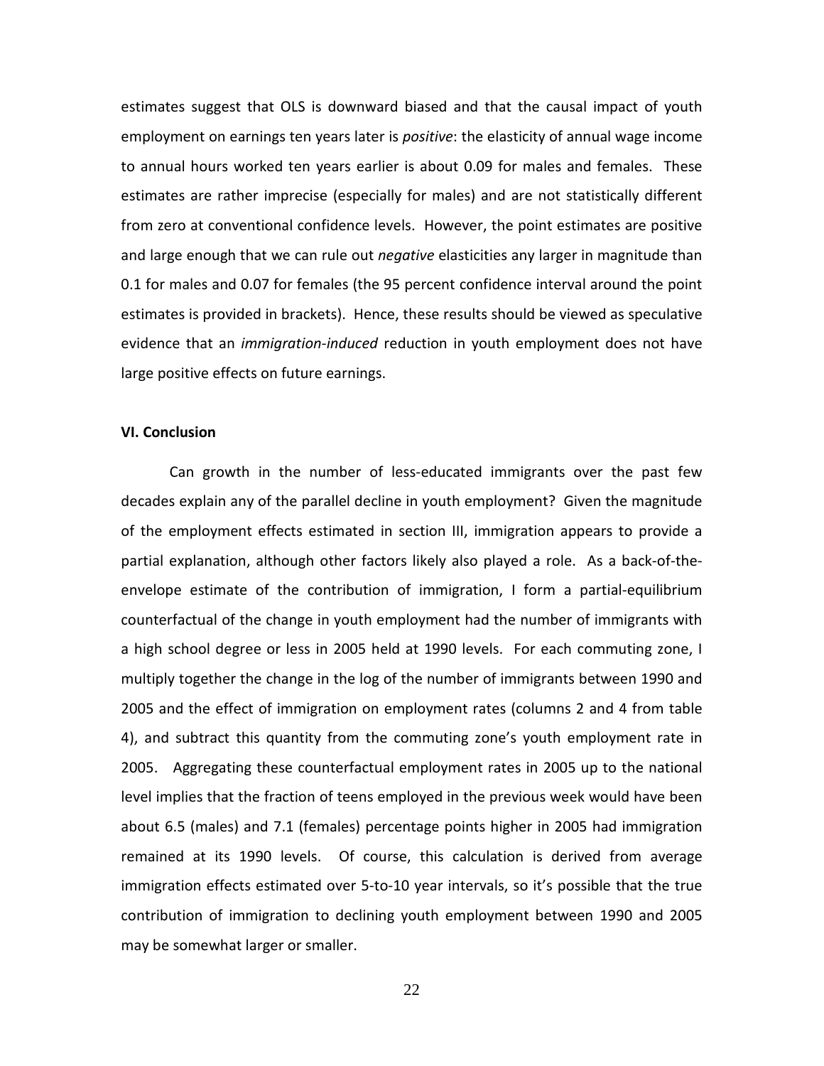estimates suggest that OLS is downward biased and that the causal impact of youth employment on earnings ten years later is *positive*: the elasticity of annual wage income to annual hours worked ten years earlier is about 0.09 for males and females. These estimates are rather imprecise (especially for males) and are not statistically different from zero at conventional confidence levels. However, the point estimates are positive and large enough that we can rule out *negative* elasticities any larger in magnitude than 0.1 for males and 0.07 for females (the 95 percent confidence interval around the point estimates is provided in brackets). Hence, these results should be viewed as speculative evidence that an *immigration-induced* reduction in youth employment does not have large positive effects on future earnings.

**VI. Conclusion**

Can growth in the number of less-educated immigrants over the past few decades explain any of the parallel decline in youth employment? Given the magnitude of the employment effects estimated in section III, immigration appears to provide a partial explanation, although other factors likely also played a role. As a back-of-the-envelope estimate of the contribution of immigration, I form a partial-equilibrium counterfactual of the change in youth employment had the number of immigrants with a high school degree or less in 2005 held at 1990 levels. For each commuting zone, I multiply together the change in the log of the number of immigrants between 1990 and 2005 and the effect of immigration on employment rates (columns 2 and 4 from table 4), and subtract this quantity from the commuting zone's youth employment rate in 2005. Aggregating these counterfactual employment rates in 2005 up to the national level implies that the fraction of teens employed in the previous week would have been about 6.5 (males) and 7.1 (females) percentage points higher in 2005 had immigration remained at its 1990 levels. Of course, this calculation is derived from average immigration effects estimated over 5-to-10 year intervals, so it's possible that the true contribution of immigration to declining youth employment between 1990 and 2005 may be somewhat larger or smaller.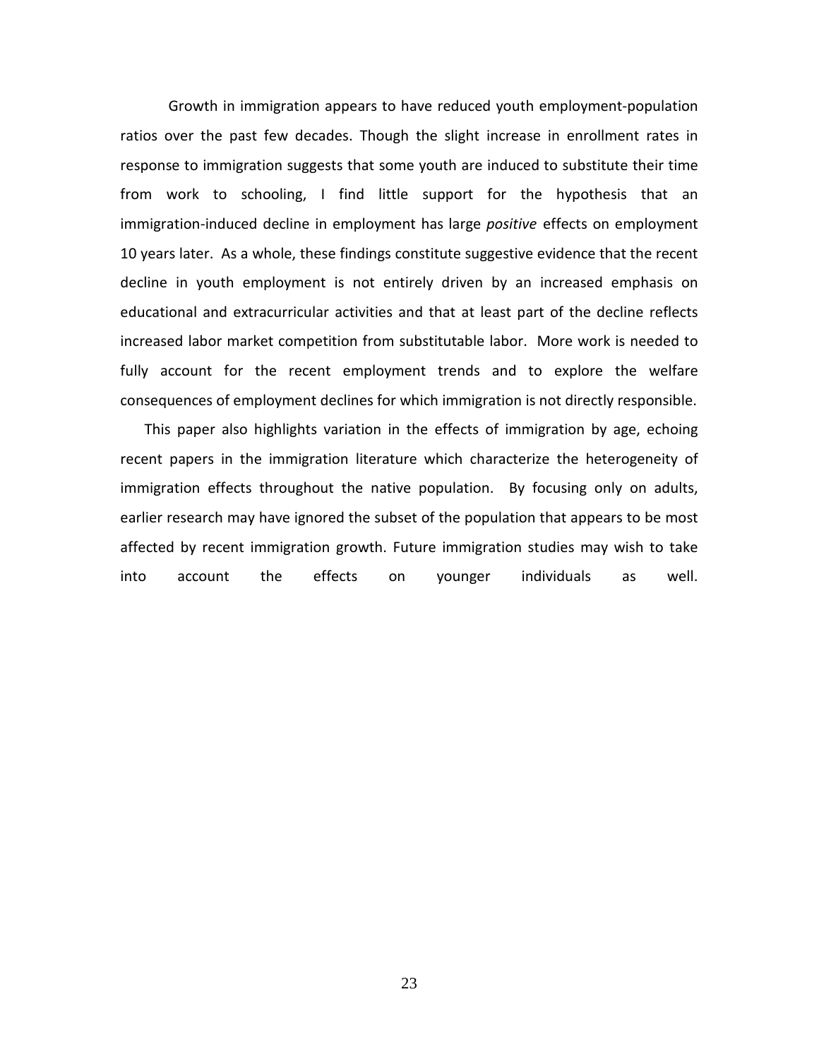Growth in immigration appears to have reduced youth employment-population ratios over the past few decades. Though the slight increase in enrollment rates in response to immigration suggests that some youth are induced to substitute their time from work to schooling, I find little support for the hypothesis that an immigration-induced decline in employment has large *positive* effects on employment 10 years later. As a whole, these findings constitute suggestive evidence that the recent decline in youth employment is not entirely driven by an increased emphasis on educational and extracurricular activities and that at least part of the decline reflects increased labor market competition from substitutable labor. More work is needed to fully account for the recent employment trends and to explore the welfare consequences of employment declines for which immigration is not directly responsible.

This paper also highlights variation in the effects of immigration by age, echoing recent papers in the immigration literature which characterize the heterogeneity of immigration effects throughout the native population. By focusing only on adults, earlier research may have ignored the subset of the population that appears to be most affected by recent immigration growth. Future immigration studies may wish to take into account the effects on younger individuals as well.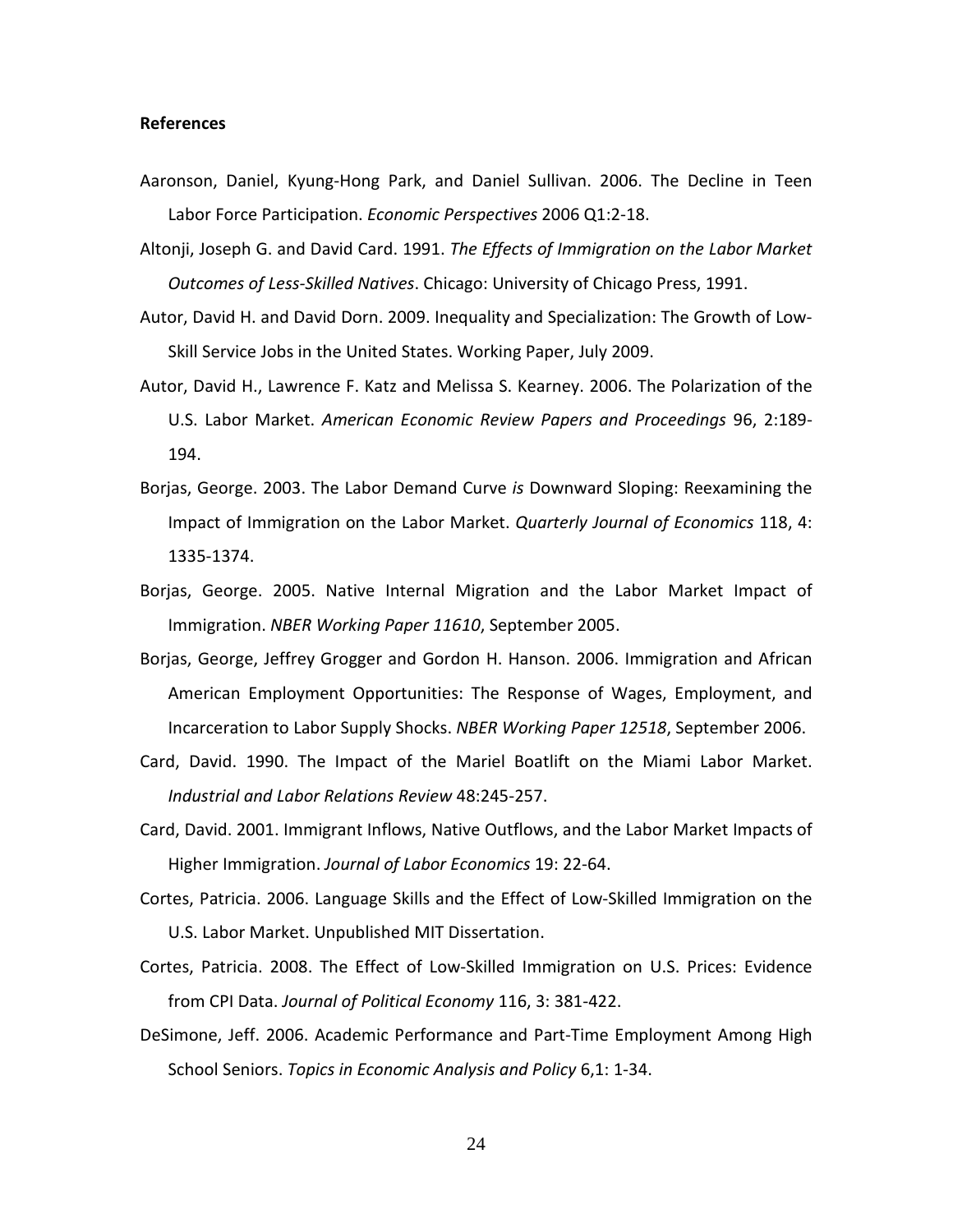**References**

Aaronson, Daniel, Kyung-Hong Park, and Daniel Sullivan. 2006. The Decline in Teen Labor Force Participation. *Economic Perspectives* 2006 Q1:2-18.

Altonji, Joseph G. and David Card. 1991. *The Effects of Immigration on the Labor Market Outcomes of Less-Skilled Natives*. Chicago: University of Chicago Press, 1991.

Autor, David H. and David Dorn. 2009. Inequality and Specialization: The Growth of Low-Skill Service Jobs in the United States. Working Paper, July 2009.

Autor, David H., Lawrence F. Katz and Melissa S. Kearney. 2006. The Polarization of the U.S. Labor Market. *American Economic Review Papers and Proceedings* 96, 2:189-194.

Borjas, George. 2003. The Labor Demand Curve *is* Downward Sloping: Reexamining the Impact of Immigration on the Labor Market. *Quarterly Journal of Economics* 118, 4: 1335-1374.

Borjas, George. 2005. Native Internal Migration and the Labor Market Impact of Immigration. *NBER Working Paper 11610*, September 2005.

Borjas, George, Jeffrey Grogger and Gordon H. Hanson. 2006. Immigration and African American Employment Opportunities: The Response of Wages, Employment, and Incarceration to Labor Supply Shocks. *NBER Working Paper 12518*, September 2006.

Card, David. 1990. The Impact of the Mariel Boatlift on the Miami Labor Market. *Industrial and Labor Relations Review* 48:245-257.

Card, David. 2001. Immigrant Inflows, Native Outflows, and the Labor Market Impacts of Higher Immigration. *Journal of Labor Economics* 19: 22-64.

Cortes, Patricia. 2006. Language Skills and the Effect of Low-Skilled Immigration on the U.S. Labor Market. Unpublished MIT Dissertation.

Cortes, Patricia. 2008. The Effect of Low-Skilled Immigration on U.S. Prices: Evidence from CPI Data. *Journal of Political Economy* 116, 3: 381-422.

DeSimone, Jeff. 2006. Academic Performance and Part-Time Employment Among High School Seniors. *Topics in Economic Analysis and Policy* 6,1: 1-34.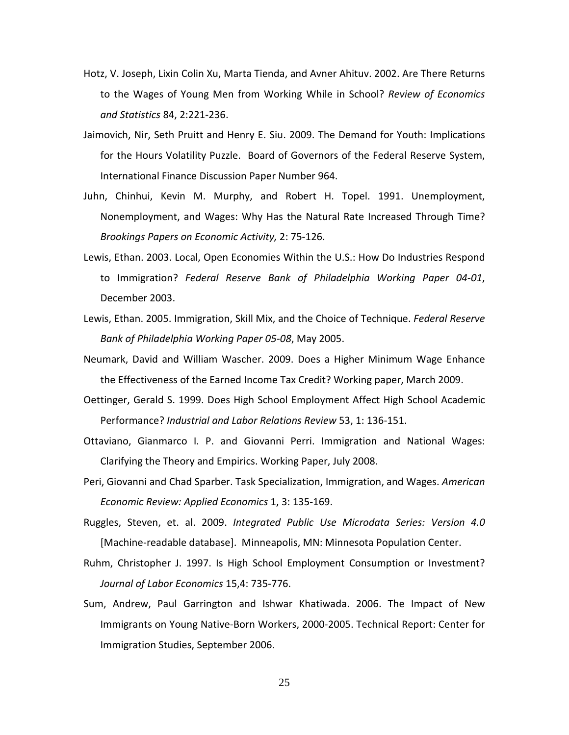Hotz, V. Joseph, Lixin Colin Xu, Marta Tienda, and Avner Ahituv. 2002. Are There Returns to the Wages of Young Men from Working While in School? *Review of Economics and Statistics* 84, 2:221-236.

Jaimovich, Nir, Seth Pruitt and Henry E. Siu. 2009. The Demand for Youth: Implications for the Hours Volatility Puzzle. Board of Governors of the Federal Reserve System, International Finance Discussion Paper Number 964.

Juhn, Chinhui, Kevin M. Murphy, and Robert H. Topel. 1991. Unemployment, Nonemployment, and Wages: Why Has the Natural Rate Increased Through Time? *Brookings Papers on Economic Activity,* 2: 75-126.

Lewis, Ethan. 2003. Local, Open Economies Within the U.S.: How Do Industries Respond to Immigration? *Federal Reserve Bank of Philadelphia Working Paper 04-01*, December 2003.

Lewis, Ethan. 2005. Immigration, Skill Mix, and the Choice of Technique. *Federal Reserve Bank of Philadelphia Working Paper 05-08*, May 2005.

Neumark, David and William Wascher. 2009. Does a Higher Minimum Wage Enhance the Effectiveness of the Earned Income Tax Credit? Working paper, March 2009.

Oettinger, Gerald S. 1999. Does High School Employment Affect High School Academic Performance? *Industrial and Labor Relations Review* 53, 1: 136-151.

Ottaviano, Gianmarco I. P. and Giovanni Perri. Immigration and National Wages: Clarifying the Theory and Empirics. Working Paper, July 2008.

Peri, Giovanni and Chad Sparber. Task Specialization, Immigration, and Wages. *American Economic Review: Applied Economics* 1, 3: 135-169.

Ruggles, Steven, et. al. 2009. *Integrated Public Use Microdata Series: Version 4.0* [Machine-readable database]. Minneapolis, MN: Minnesota Population Center.

Ruhm, Christopher J. 1997. Is High School Employment Consumption or Investment? *Journal of Labor Economics* 15,4: 735-776.

Sum, Andrew, Paul Garrington and Ishwar Khatiwada. 2006. The Impact of New Immigrants on Young Native-Born Workers, 2000-2005. Technical Report: Center for Immigration Studies, September 2006.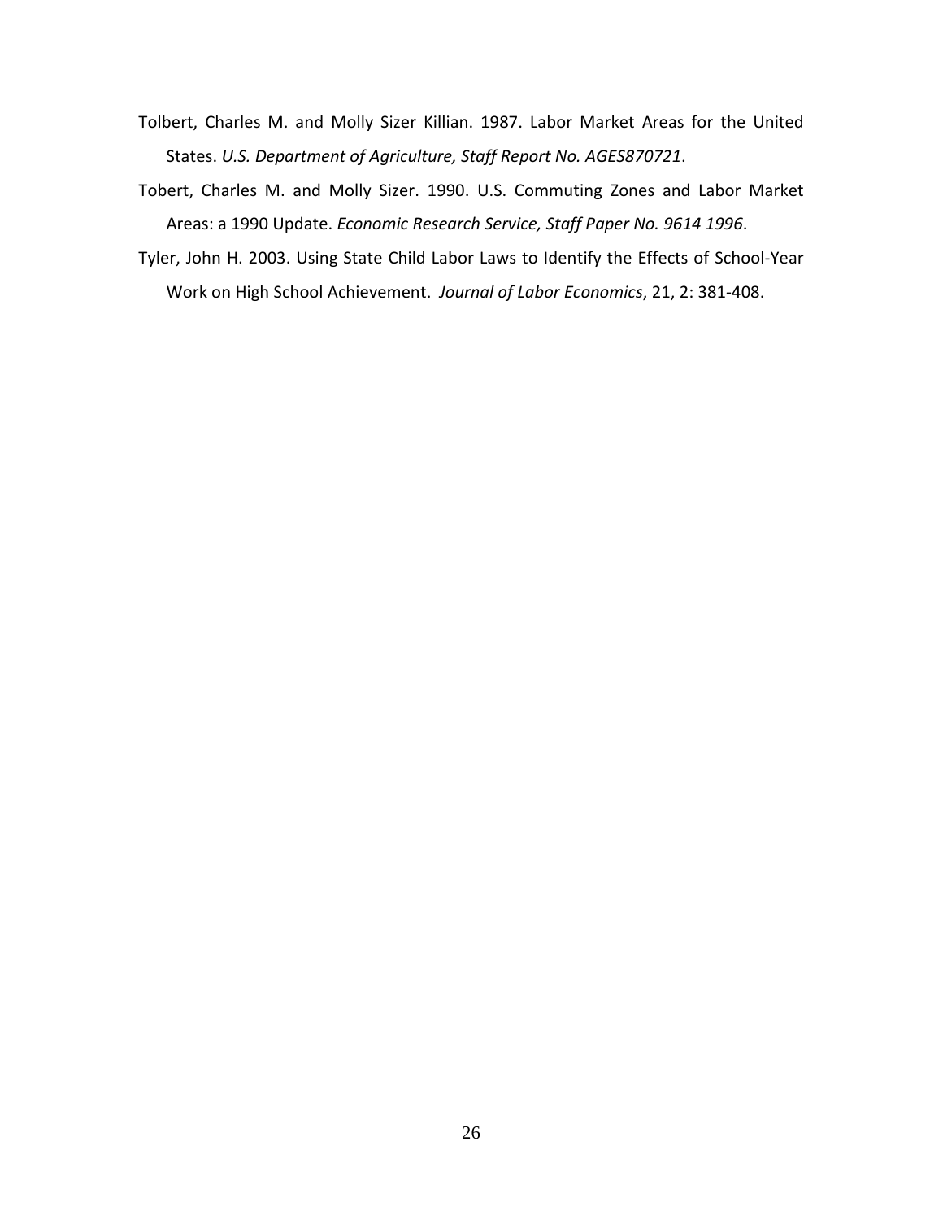Tolbert, Charles M. and Molly Sizer Killian. 1987. Labor Market Areas for the United States. *U.S. Department of Agriculture, Staff Report No. AGES870721*.

Tobert, Charles M. and Molly Sizer. 1990. U.S. Commuting Zones and Labor Market Areas: a 1990 Update. *Economic Research Service, Staff Paper No. 9614 1996*.

Tyler, John H. 2003. Using State Child Labor Laws to Identify the Effects of School-Year Work on High School Achievement. *Journal of Labor Economics*, 21, 2: 381-408.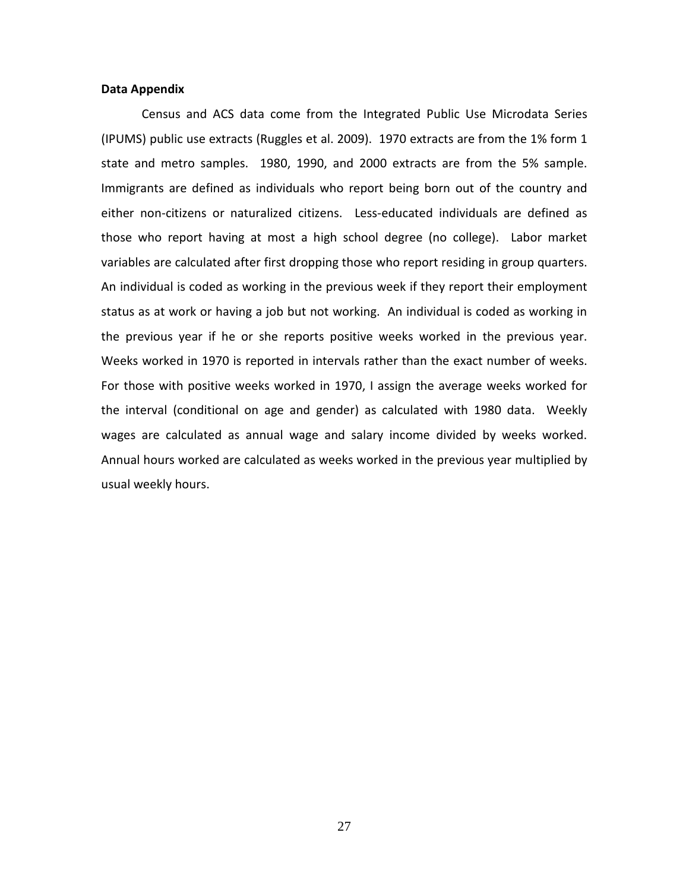**Data Appendix**

Census and ACS data come from the Integrated Public Use Microdata Series (IPUMS) public use extracts (Ruggles et al. 2009). 1970 extracts are from the 1% form 1 state and metro samples. 1980, 1990, and 2000 extracts are from the 5% sample. Immigrants are defined as individuals who report being born out of the country and either non-citizens or naturalized citizens. Less-educated individuals are defined as those who report having at most a high school degree (no college). Labor market variables are calculated after first dropping those who report residing in group quarters. An individual is coded as working in the previous week if they report their employment status as at work or having a job but not working. An individual is coded as working in the previous year if he or she reports positive weeks worked in the previous year. Weeks worked in 1970 is reported in intervals rather than the exact number of weeks. For those with positive weeks worked in 1970, I assign the average weeks worked for the interval (conditional on age and gender) as calculated with 1980 data. Weekly wages are calculated as annual wage and salary income divided by weeks worked. Annual hours worked are calculated as weeks worked in the previous year multiplied by usual weekly hours.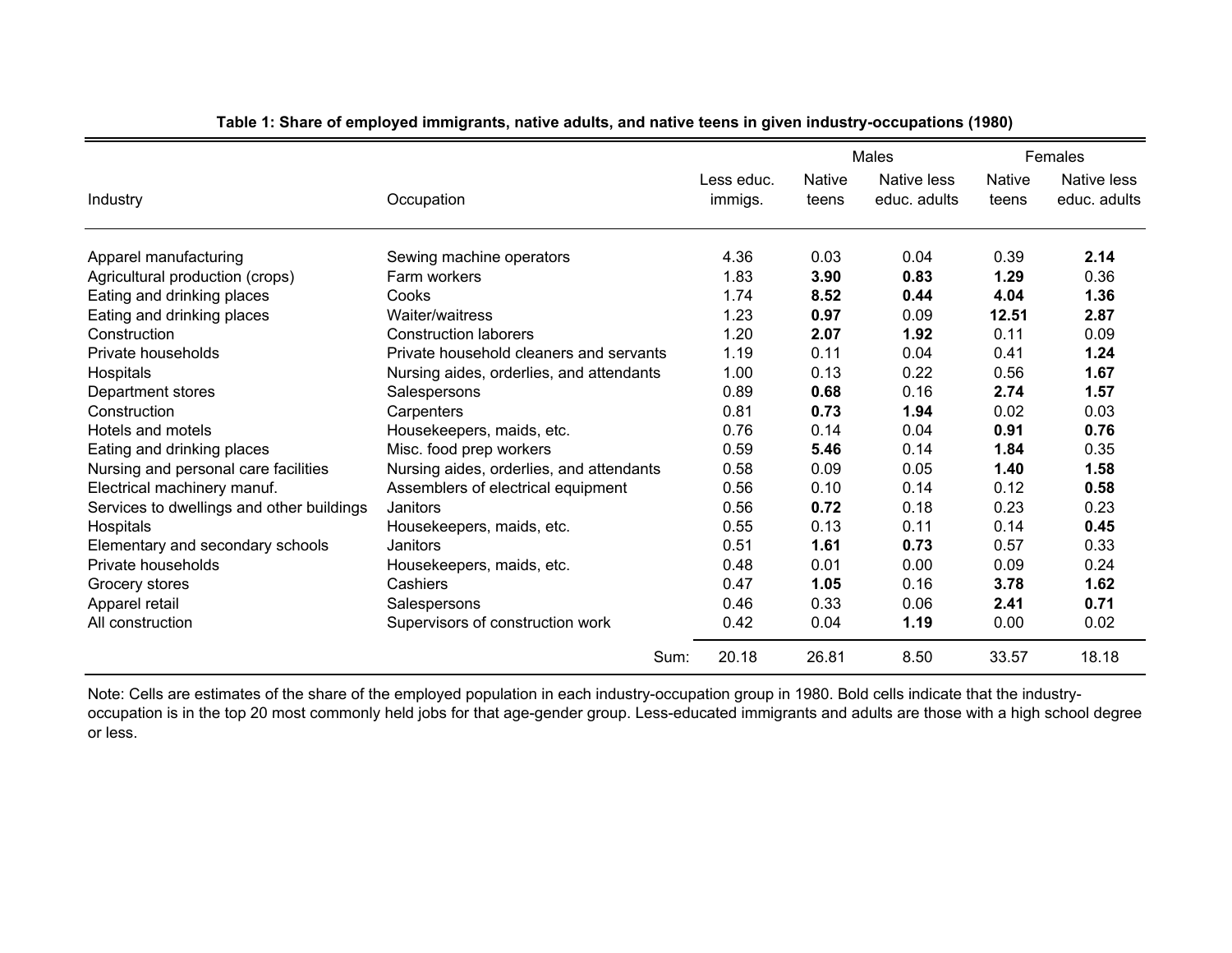**Table 1: Share of employed immigrants, native adults, and native teens in given industry-occupations (1980)**

| | | | Males | | Females | |
|---|---|---|---|---|---|---|
| Industry | Occupation | Less educ. immigs. | Native teens | Native less educ. adults | Native teens | Native less educ. adults |
| Apparel manufacturing | Sewing machine operators | 4.36 | 0.03 | 0.04 | 0.39 | **2.14** |
| Agricultural production (crops) | Farm workers | 1.83 | **3.90** | **0.83** | **1.29** | 0.36 |
| Eating and drinking places | Cooks | 1.74 | **8.52** | **0.44** | **4.04** | **1.36** |
| Eating and drinking places | Waiter/waitress | 1.23 | **0.97** | 0.09 | **12.51** | **2.87** |
| Construction | Construction laborers | 1.20 | **2.07** | **1.92** | 0.11 | 0.09 |
| Private households | Private household cleaners and servants | 1.19 | 0.11 | 0.04 | 0.41 | **1.24** |
| Hospitals | Nursing aides, orderlies, and attendants | 1.00 | 0.13 | 0.22 | 0.56 | **1.67** |
| Department stores | Salespersons | 0.89 | **0.68** | 0.16 | **2.74** | **1.57** |
| Construction | Carpenters | 0.81 | **0.73** | **1.94** | 0.02 | 0.03 |
| Hotels and motels | Housekeepers, maids, etc. | 0.76 | 0.14 | 0.04 | **0.91** | **0.76** |
| Eating and drinking places | Misc. food prep workers | 0.59 | **5.46** | 0.14 | **1.84** | 0.35 |
| Nursing and personal care facilities | Nursing aides, orderlies, and attendants | 0.58 | 0.09 | 0.05 | **1.40** | **1.58** |
| Electrical machinery manuf. | Assemblers of electrical equipment | 0.56 | 0.10 | 0.14 | 0.12 | **0.58** |
| Services to dwellings and other buildings | Janitors | 0.56 | **0.72** | 0.18 | 0.23 | 0.23 |
| Hospitals | Housekeepers, maids, etc. | 0.55 | 0.13 | 0.11 | 0.14 | **0.45** |
| Elementary and secondary schools | Janitors | 0.51 | **1.61** | **0.73** | 0.57 | 0.33 |
| Private households | Housekeepers, maids, etc. | 0.48 | 0.01 | 0.00 | 0.09 | 0.24 |
| Grocery stores | Cashiers | 0.47 | **1.05** | 0.16 | **3.78** | **1.62** |
| Apparel retail | Salespersons | 0.46 | 0.33 | 0.06 | **2.41** | **0.71** |
| All construction | Supervisors of construction work | 0.42 | 0.04 | **1.19** | 0.00 | 0.02 |
| | Sum: | 20.18 | 26.81 | 8.50 | 33.57 | 18.18 |

Note: Cells are estimates of the share of the employed population in each industry-occupation group in 1980. Bold cells indicate that the industry-occupation is in the top 20 most commonly held jobs for that age-gender group. Less-educated immigrants and adults are those with a high school degree or less.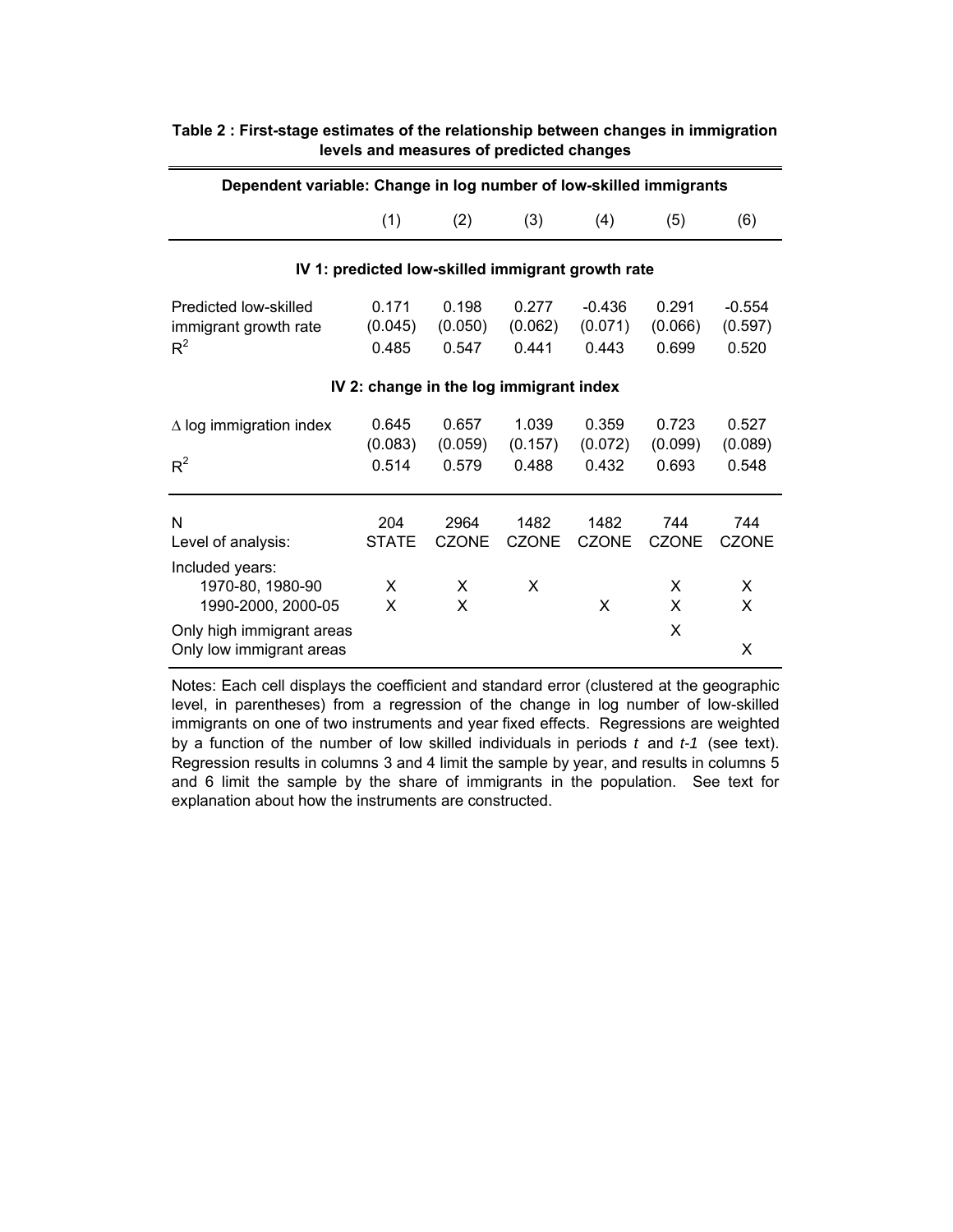**Table 2 : First-stage estimates of the relationship between changes in immigration levels and measures of predicted changes**

| Dependent variable: Change in log number of low-skilled immigrants | | | | | | |
|---|---|---|---|---|---|---|
| | (1) | (2) | (3) | (4) | (5) | (6) |
| **IV 1: predicted low-skilled immigrant growth rate** | | | | | | |
| Predicted low-skilled immigrant growth rate | 0.171 | 0.198 | 0.277 | -0.436 | 0.291 | -0.554 |
| | (0.045) | (0.050) | (0.062) | (0.071) | (0.066) | (0.597) |
| $R^2$ | 0.485 | 0.547 | 0.441 | 0.443 | 0.699 | 0.520 |
| **IV 2: change in the log immigrant index** | | | | | | |
| $\Delta$ log immigration index | 0.645 | 0.657 | 1.039 | 0.359 | 0.723 | 0.527 |
| | (0.083) | (0.059) | (0.157) | (0.072) | (0.099) | (0.089) |
| $R^2$ | 0.514 | 0.579 | 0.488 | 0.432 | 0.693 | 0.548 |
| N | 204 | 2964 | 1482 | 1482 | 744 | 744 |
| Level of analysis: | STATE | CZONE | CZONE | CZONE | CZONE | CZONE |
| Included years: | | | | | | |
| 1970-80, 1980-90 | X | X | X | | X | X |
| 1990-2000, 2000-05 | X | X | | X | X | X |
| Only high immigrant areas | | | | | X | |
| Only low immigrant areas | | | | | | X |

Notes: Each cell displays the coefficient and standard error (clustered at the geographic level, in parentheses) from a regression of the change in log number of low-skilled immigrants on one of two instruments and year fixed effects. Regressions are weighted by a function of the number of low skilled individuals in periods *t* and *t-1* (see text). Regression results in columns 3 and 4 limit the sample by year, and results in columns 5 and 6 limit the sample by the share of immigrants in the population. See text for explanation about how the instruments are constructed.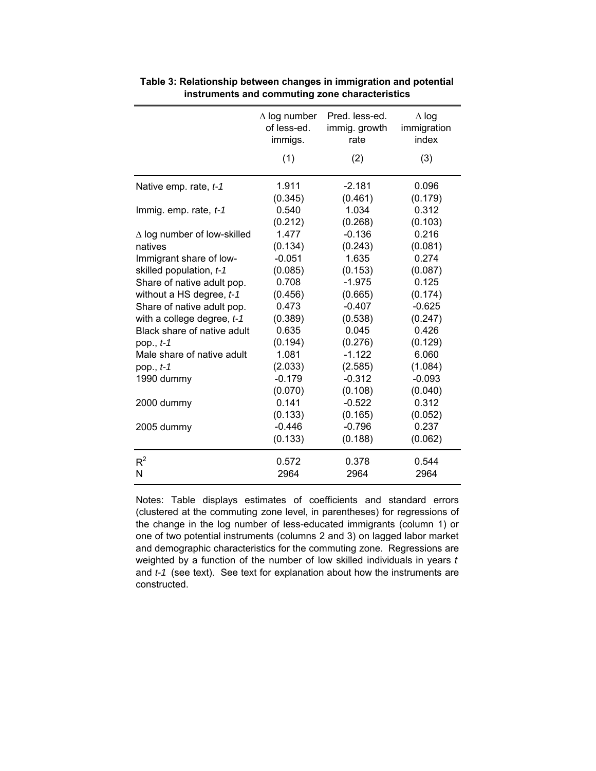**Table 3: Relationship between changes in immigration and potential instruments and commuting zone characteristics**

| | Δ log number of less-ed. immigs. | Pred. less-ed. immig. growth rate | Δ log immigration index |
|---|---|---|---|
| | (1) | (2) | (3) |
| Native emp. rate, *t-1* | 1.911 | -2.181 | 0.096 |
| | (0.345) | (0.461) | (0.179) |
| Immig. emp. rate, *t-1* | 0.540 | 1.034 | 0.312 |
| | (0.212) | (0.268) | (0.103) |
| Δ log number of low-skilled natives | 1.477 | -0.136 | 0.216 |
| | (0.134) | (0.243) | (0.081) |
| Immigrant share of low-skilled population, *t-1* | -0.051 | 1.635 | 0.274 |
| | (0.085) | (0.153) | (0.087) |
| Share of native adult pop. without a HS degree, *t-1* | 0.708 | -1.975 | 0.125 |
| | (0.456) | (0.665) | (0.174) |
| Share of native adult pop. with a college degree, *t-1* | 0.473 | -0.407 | -0.625 |
| | (0.389) | (0.538) | (0.247) |
| Black share of native adult pop., *t-1* | 0.635 | 0.045 | 0.426 |
| | (0.194) | (0.276) | (0.129) |
| Male share of native adult pop., *t-1* | 1.081 | -1.122 | 6.060 |
| | (2.033) | (2.585) | (1.084) |
| 1990 dummy | -0.179 | -0.312 | -0.093 |
| | (0.070) | (0.108) | (0.040) |
| 2000 dummy | 0.141 | -0.522 | 0.312 |
| | (0.133) | (0.165) | (0.052) |
| 2005 dummy | -0.446 | -0.796 | 0.237 |
| | (0.133) | (0.188) | (0.062) |
| $R^2$ | 0.572 | 0.378 | 0.544 |
| N | 2964 | 2964 | 2964 |

Notes: Table displays estimates of coefficients and standard errors (clustered at the commuting zone level, in parentheses) for regressions of the change in the log number of less-educated immigrants (column 1) or one of two potential instruments (columns 2 and 3) on lagged labor market and demographic characteristics for the commuting zone. Regressions are weighted by a function of the number of low skilled individuals in years *t* and *t-1* (see text). See text for explanation about how the instruments are constructed.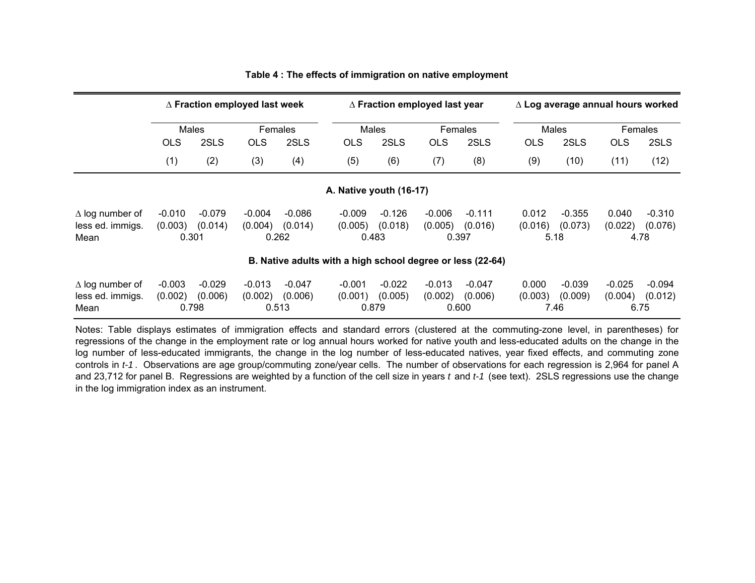**Table 4 : The effects of immigration on native employment**

| | Δ Fraction employed last week | | | | Δ Fraction employed last year | | | | Δ Log average annual hours worked | | | |
|---|---|---|---|---|---|---|---|---|---|---|---|---|
| | Males | | Females | | Males | | Females | | Males | | Females | |
| | OLS | 2SLS | OLS | 2SLS | OLS | 2SLS | OLS | 2SLS | OLS | 2SLS | OLS | 2SLS |
| | (1) | (2) | (3) | (4) | (5) | (6) | (7) | (8) | (9) | (10) | (11) | (12) |
| **A. Native youth (16-17)** | | | | | | | | | | | | |
| Δ log number of | -0.010 | -0.079 | -0.004 | -0.086 | -0.009 | -0.126 | -0.006 | -0.111 | 0.012 | -0.355 | 0.040 | -0.310 |
| less ed. immigs. | (0.003) | (0.014) | (0.004) | (0.014) | (0.005) | (0.018) | (0.005) | (0.016) | (0.016) | (0.073) | (0.022) | (0.076) |
| Mean | 0.301 | | 0.262 | | 0.483 | | 0.397 | | 5.18 | | 4.78 | |
| **B. Native adults with a high school degree or less (22-64)** | | | | | | | | | | | | |
| Δ log number of | -0.003 | -0.029 | -0.013 | -0.047 | -0.001 | -0.022 | -0.013 | -0.047 | 0.000 | -0.039 | -0.025 | -0.094 |
| less ed. immigs. | (0.002) | (0.006) | (0.002) | (0.006) | (0.001) | (0.005) | (0.002) | (0.006) | (0.003) | (0.009) | (0.004) | (0.012) |
| Mean | 0.798 | | 0.513 | | 0.879 | | 0.600 | | 7.46 | | 6.75 | |

Notes: Table displays estimates of immigration effects and standard errors (clustered at the commuting-zone level, in parentheses) for regressions of the change in the employment rate or log annual hours worked for native youth and less-educated adults on the change in the log number of less-educated immigrants, the change in the log number of less-educated natives, year fixed effects, and commuting zone controls in *t-1*. Observations are age group/commuting zone/year cells. The number of observations for each regression is 2,964 for panel A and 23,712 for panel B. Regressions are weighted by a function of the cell size in years *t* and *t-1* (see text). 2SLS regressions use the change in the log immigration index as an instrument.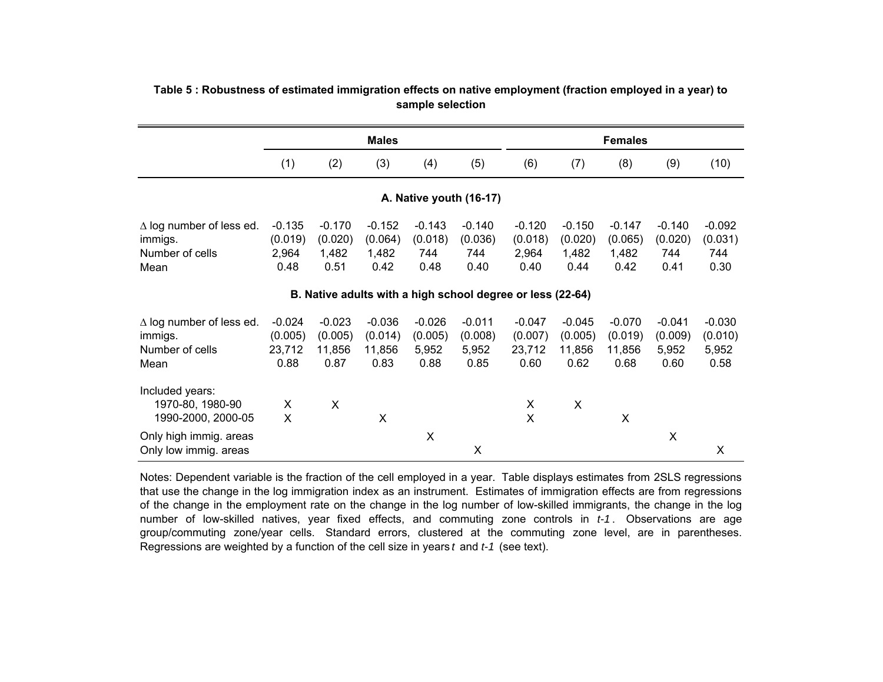**Table 5 : Robustness of estimated immigration effects on native employment (fraction employed in a year) to sample selection**

| | Males | | | | | Females | | | | |
|---|---|---|---|---|---|---|---|---|---|---|
| | (1) | (2) | (3) | (4) | (5) | (6) | (7) | (8) | (9) | (10) |
| **A. Native youth (16-17)** | | | | | | | | | | |
| $\Delta$ log number of less ed. immigs. | -0.135 | -0.170 | -0.152 | -0.143 | -0.140 | -0.120 | -0.150 | -0.147 | -0.140 | -0.092 |
| | (0.019) | (0.020) | (0.064) | (0.018) | (0.036) | (0.018) | (0.020) | (0.065) | (0.020) | (0.031) |
| Number of cells | 2,964 | 1,482 | 1,482 | 744 | 744 | 2,964 | 1,482 | 1,482 | 744 | 744 |
| Mean | 0.48 | 0.51 | 0.42 | 0.48 | 0.40 | 0.40 | 0.44 | 0.42 | 0.41 | 0.30 |
| **B. Native adults with a high school degree or less (22-64)** | | | | | | | | | | |
| $\Delta$ log number of less ed. immigs. | -0.024 | -0.023 | -0.036 | -0.026 | -0.011 | -0.047 | -0.045 | -0.070 | -0.041 | -0.030 |
| | (0.005) | (0.005) | (0.014) | (0.005) | (0.008) | (0.007) | (0.005) | (0.019) | (0.009) | (0.010) |
| Number of cells | 23,712 | 11,856 | 11,856 | 5,952 | 5,952 | 23,712 | 11,856 | 11,856 | 5,952 | 5,952 |
| Mean | 0.88 | 0.87 | 0.83 | 0.88 | 0.85 | 0.60 | 0.62 | 0.68 | 0.60 | 0.58 |
| Included years: | | | | | | | | | | |
| 1970-80, 1980-90 | X | X | | | | X | X | | | |
| 1990-2000, 2000-05 | X | | X | | | X | | X | | |
| Only high immig. areas | | | | X | | | | | X | |
| Only low immig. areas | | | | | X | | | | | X |

Notes: Dependent variable is the fraction of the cell employed in a year. Table displays estimates from 2SLS regressions that use the change in the log immigration index as an instrument. Estimates of immigration effects are from regressions of the change in the employment rate on the change in the log number of low-skilled immigrants, the change in the log number of low-skilled natives, year fixed effects, and commuting zone controls in *t-1*. Observations are age group/commuting zone/year cells. Standard errors, clustered at the commuting zone level, are in parentheses. Regressions are weighted by a function of the cell size in years *t* and *t-1* (see text).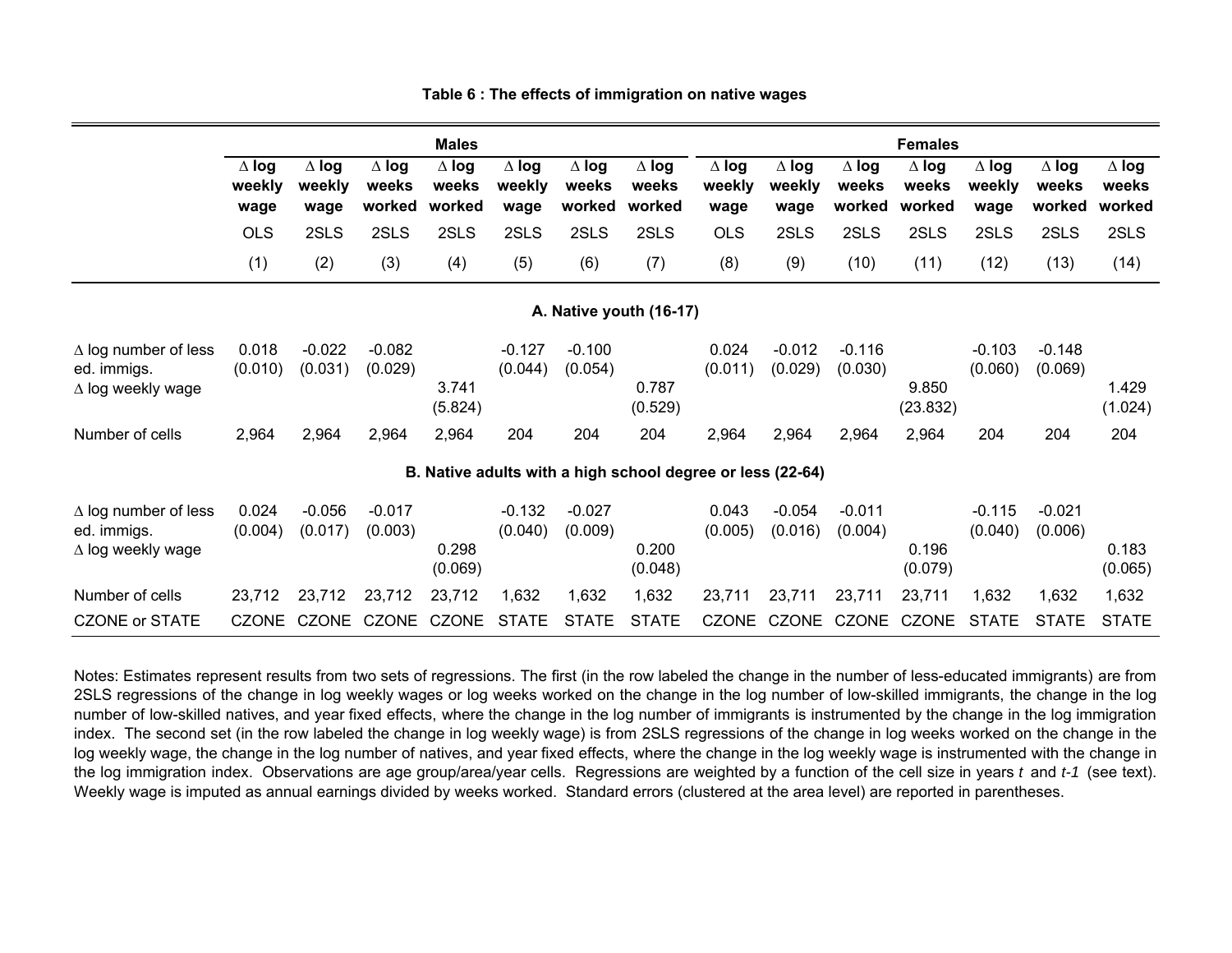**Table 6 : The effects of immigration on native wages**

| | Males | | | | | | | Females | | | | | | |
|---|---|---|---|---|---|---|---|---|---|---|---|---|---|---|
| | Δ log weekly wage | Δ log weekly wage | Δ log weeks worked | Δ log weeks worked | Δ log weekly wage | Δ log weeks worked | Δ log weeks worked | Δ log weekly wage | Δ log weekly wage | Δ log weeks worked | Δ log weeks worked | Δ log weekly wage | Δ log weeks worked | Δ log weeks worked |
| | OLS | 2SLS | 2SLS | 2SLS | 2SLS | 2SLS | 2SLS | OLS | 2SLS | 2SLS | 2SLS | 2SLS | 2SLS | 2SLS |
| | (1) | (2) | (3) | (4) | (5) | (6) | (7) | (8) | (9) | (10) | (11) | (12) | (13) | (14) |
| **A. Native youth (16-17)** | | | | | | | | | | | | | | |
| Δ log number of less ed. immigs. | 0.018 | -0.022 | -0.082 | | -0.127 | -0.100 | | 0.024 | -0.012 | -0.116 | | -0.103 | -0.148 | |
| | (0.010) | (0.031) | (0.029) | | (0.044) | (0.054) | | (0.011) | (0.029) | (0.030) | | (0.060) | (0.069) | |
| Δ log weekly wage | | | | 3.741 | | | 0.787 | | | | 9.850 | | | 1.429 |
| | | | | (5.824) | | | (0.529) | | | | (23.832) | | | (1.024) |
| Number of cells | 2,964 | 2,964 | 2,964 | 2,964 | 204 | 204 | 204 | 2,964 | 2,964 | 2,964 | 2,964 | 204 | 204 | 204 |
| **B. Native adults with a high school degree or less (22-64)** | | | | | | | | | | | | | | |
| Δ log number of less ed. immigs. | 0.024 | -0.056 | -0.017 | | -0.132 | -0.027 | | 0.043 | -0.054 | -0.011 | | -0.115 | -0.021 | |
| | (0.004) | (0.017) | (0.003) | | (0.040) | (0.009) | | (0.005) | (0.016) | (0.004) | | (0.040) | (0.006) | |
| Δ log weekly wage | | | | 0.298 | | | 0.200 | | | | 0.196 | | | 0.183 |
| | | | | (0.069) | | | (0.048) | | | | (0.079) | | | (0.065) |
| Number of cells | 23,712 | 23,712 | 23,712 | 23,712 | 1,632 | 1,632 | 1,632 | 23,711 | 23,711 | 23,711 | 23,711 | 1,632 | 1,632 | 1,632 |
| CZONE or STATE | CZONE | CZONE | CZONE | CZONE | STATE | STATE | STATE | CZONE | CZONE | CZONE | CZONE | STATE | STATE | STATE |

Notes: Estimates represent results from two sets of regressions. The first (in the row labeled the change in the number of less-educated immigrants) are from 2SLS regressions of the change in log weekly wages or log weeks worked on the change in the log number of low-skilled immigrants, the change in the log number of low-skilled natives, and year fixed effects, where the change in the log number of immigrants is instrumented by the change in the log immigration index. The second set (in the row labeled the change in log weekly wage) is from 2SLS regressions of the change in log weeks worked on the change in the log weekly wage, the change in the log number of natives, and year fixed effects, where the change in the log weekly wage is instrumented with the change in the log immigration index. Observations are age group/area/year cells. Regressions are weighted by a function of the cell size in years *t* and *t-1* (see text). Weekly wage is imputed as annual earnings divided by weeks worked. Standard errors (clustered at the area level) are reported in parentheses.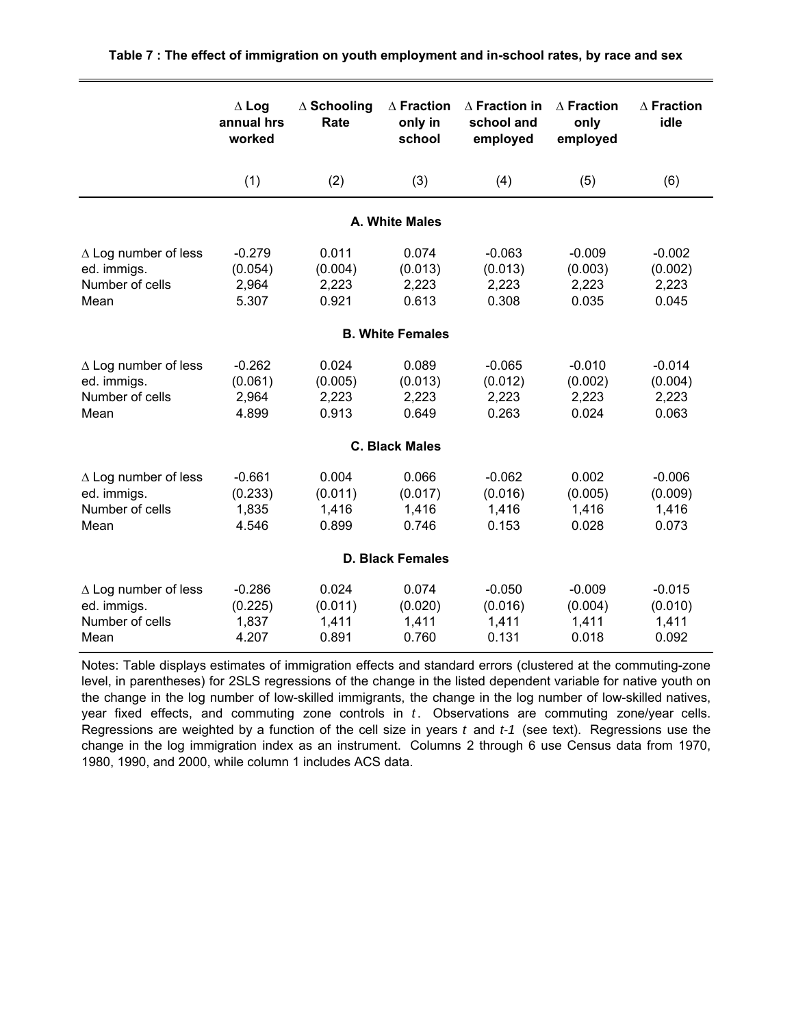**Table 7 : The effect of immigration on youth employment and in-school rates, by race and sex**

| | Δ Log annual hrs worked | Δ Schooling Rate | Δ Fraction only in school | Δ Fraction in school and employed | Δ Fraction only employed | Δ Fraction idle |
|---|---|---|---|---|---|---|
| | (1) | (2) | (3) | (4) | (5) | (6) |
| | | | **A. White Males** | | | |
| Δ Log number of less ed. immigs. | -0.279 | 0.011 | 0.074 | -0.063 | -0.009 | -0.002 |
| | (0.054) | (0.004) | (0.013) | (0.013) | (0.003) | (0.002) |
| Number of cells | 2,964 | 2,223 | 2,223 | 2,223 | 2,223 | 2,223 |
| Mean | 5.307 | 0.921 | 0.613 | 0.308 | 0.035 | 0.045 |
| | | | **B. White Females** | | | |
| Δ Log number of less ed. immigs. | -0.262 | 0.024 | 0.089 | -0.065 | -0.010 | -0.014 |
| | (0.061) | (0.005) | (0.013) | (0.012) | (0.002) | (0.004) |
| Number of cells | 2,964 | 2,223 | 2,223 | 2,223 | 2,223 | 2,223 |
| Mean | 4.899 | 0.913 | 0.649 | 0.263 | 0.024 | 0.063 |
| | | | **C. Black Males** | | | |
| Δ Log number of less ed. immigs. | -0.661 | 0.004 | 0.066 | -0.062 | 0.002 | -0.006 |
| | (0.233) | (0.011) | (0.017) | (0.016) | (0.005) | (0.009) |
| Number of cells | 1,835 | 1,416 | 1,416 | 1,416 | 1,416 | 1,416 |
| Mean | 4.546 | 0.899 | 0.746 | 0.153 | 0.028 | 0.073 |
| | | | **D. Black Females** | | | |
| Δ Log number of less ed. immigs. | -0.286 | 0.024 | 0.074 | -0.050 | -0.009 | -0.015 |
| | (0.225) | (0.011) | (0.020) | (0.016) | (0.004) | (0.010) |
| Number of cells | 1,837 | 1,411 | 1,411 | 1,411 | 1,411 | 1,411 |
| Mean | 4.207 | 0.891 | 0.760 | 0.131 | 0.018 | 0.092 |

Notes: Table displays estimates of immigration effects and standard errors (clustered at the commuting-zone level, in parentheses) for 2SLS regressions of the change in the listed dependent variable for native youth on the change in the log number of low-skilled immigrants, the change in the log number of low-skilled natives, year fixed effects, and commuting zone controls in $t$. Observations are commuting zone/year cells. Regressions are weighted by a function of the cell size in years $t$ and $t-1$ (see text). Regressions use the change in the log immigration index as an instrument. Columns 2 through 6 use Census data from 1970, 1980, 1990, and 2000, while column 1 includes ACS data.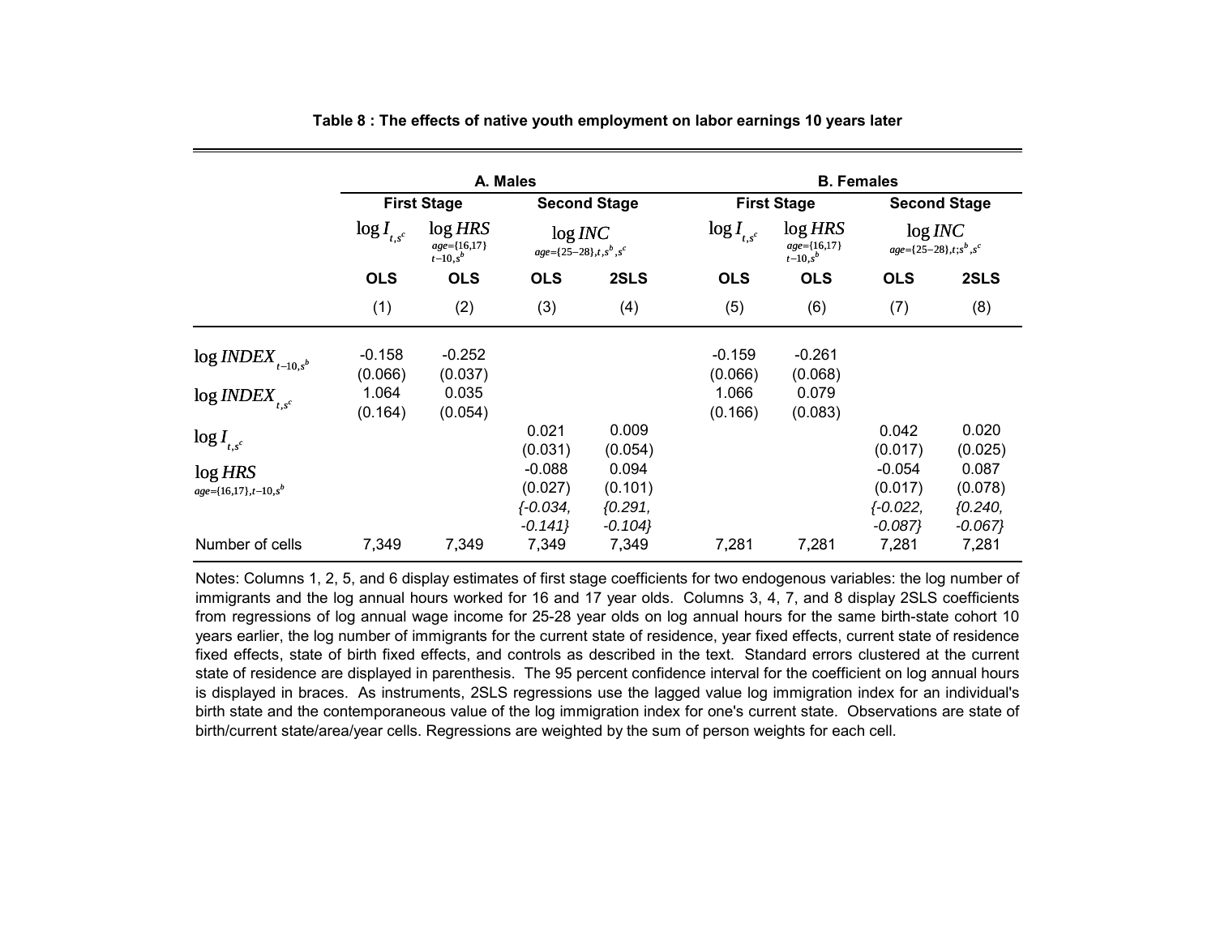**Table 8 : The effects of native youth employment on labor earnings 10 years later**

| | A. Males | | | | B. Females | | | |
|---|---|---|---|---|---|---|---|---|
| | First Stage | | Second Stage | | First Stage | | Second Stage | |
| | $\log I_{t,s^c}$ | $\log HRS_{age=\{16,17\}, t-10,s^b}$ | $\log INC_{age=\{25-28\},t,s^b,s^c}$ | | $\log I_{t,s^c}$ | $\log HRS_{age=\{16,17\}, t-10,s^b}$ | $\log INC_{age=\{25-28\},t;s^b,s^c}$ | |
| | OLS | OLS | OLS | 2SLS | OLS | OLS | OLS | 2SLS |
| | (1) | (2) | (3) | (4) | (5) | (6) | (7) | (8) |
| $\log INDEX_{t-10,s^b}$ | -0.158 | -0.252 | | | -0.159 | -0.261 | | |
| | (0.066) | (0.037) | | | (0.066) | (0.068) | | |
| $\log INDEX_{t,s^c}$ | 1.064 | 0.035 | | | 1.066 | 0.079 | | |
| | (0.164) | (0.054) | | | (0.166) | (0.083) | | |
| $\log I_{t,s^c}$ | | | 0.021 | 0.009 | | | 0.042 | 0.020 |
| | | | (0.031) | (0.054) | | | (0.017) | (0.025) |
| $\log HRS_{age=\{16,17\},t-10,s^b}$ | | | -0.088 | 0.094 | | | -0.054 | 0.087 |
| | | | (0.027) | (0.101) | | | (0.017) | (0.078) |
| | | | *{-0.034, -0.141}* | *{0.291, -0.104}* | | | *{-0.022, -0.087}* | *{0.240, -0.067}* |
| Number of cells | 7,349 | 7,349 | 7,349 | 7,349 | 7,281 | 7,281 | 7,281 | 7,281 |

Notes: Columns 1, 2, 5, and 6 display estimates of first stage coefficients for two endogenous variables: the log number of immigrants and the log annual hours worked for 16 and 17 year olds. Columns 3, 4, 7, and 8 display 2SLS coefficients from regressions of log annual wage income for 25-28 year olds on log annual hours for the same birth-state cohort 10 years earlier, the log number of immigrants for the current state of residence, year fixed effects, current state of residence fixed effects, state of birth fixed effects, and controls as described in the text. Standard errors clustered at the current state of residence are displayed in parenthesis. The 95 percent confidence interval for the coefficient on log annual hours is displayed in braces. As instruments, 2SLS regressions use the lagged value log immigration index for an individual's birth state and the contemporaneous value of the log immigration index for one's current state. Observations are state of birth/current state/area/year cells. Regressions are weighted by the sum of person weights for each cell.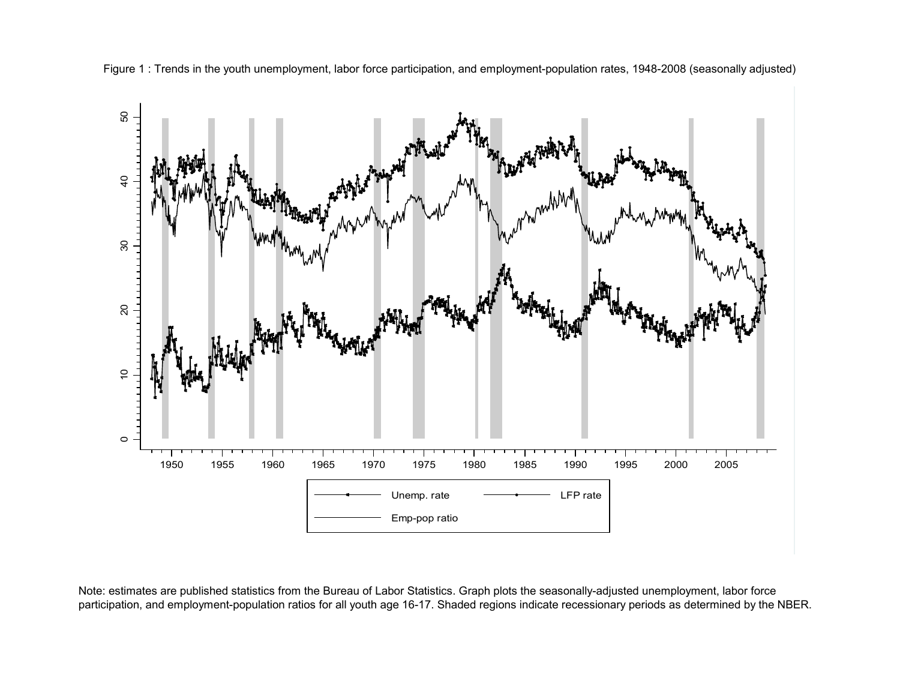Figure 1 : Trends in the youth unemployment, labor force participation, and employment-population rates, 1948-2008 (seasonally adjusted)

Note: estimates are published statistics from the Bureau of Labor Statistics. Graph plots the seasonally-adjusted unemployment, labor force participation, and employment-population ratios for all youth age 16-17. Shaded regions indicate recessionary periods as determined by the NBER.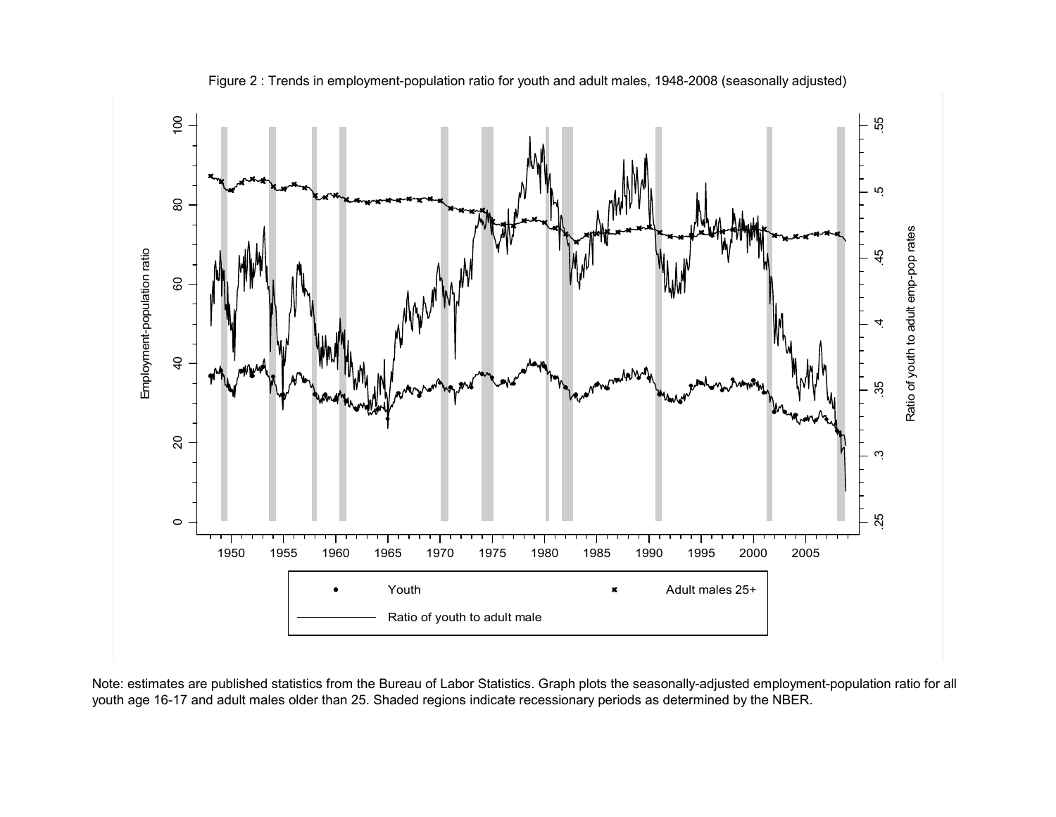Figure 2 : Trends in employment-population ratio for youth and adult males, 1948-2008 (seasonally adjusted)

Note: estimates are published statistics from the Bureau of Labor Statistics. Graph plots the seasonally-adjusted employment-population ratio for all youth age 16-17 and adult males older than 25. Shaded regions indicate recessionary periods as determined by the NBER.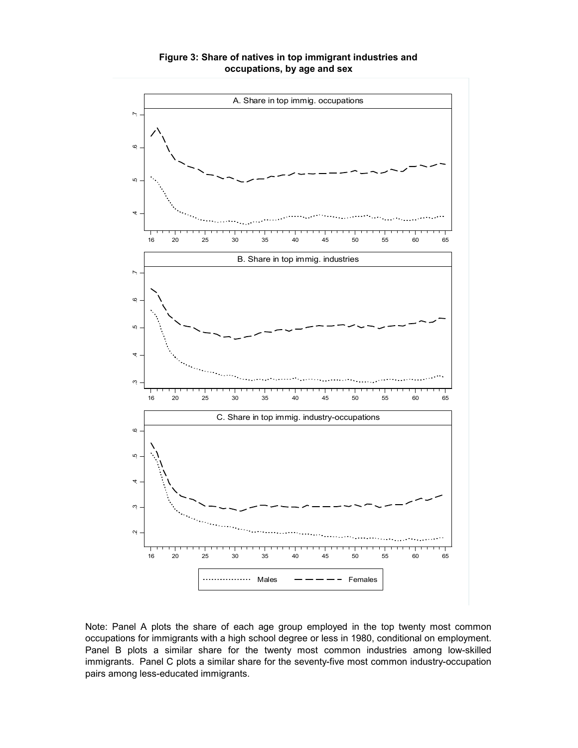**Figure 3: Share of natives in top immigrant industries and occupations, by age and sex**

Note: Panel A plots the share of each age group employed in the top twenty most common occupations for immigrants with a high school degree or less in 1980, conditional on employment. Panel B plots a similar share for the twenty most common industries among low-skilled immigrants. Panel C plots a similar share for the seventy-five most common industry-occupation pairs among less-educated immigrants.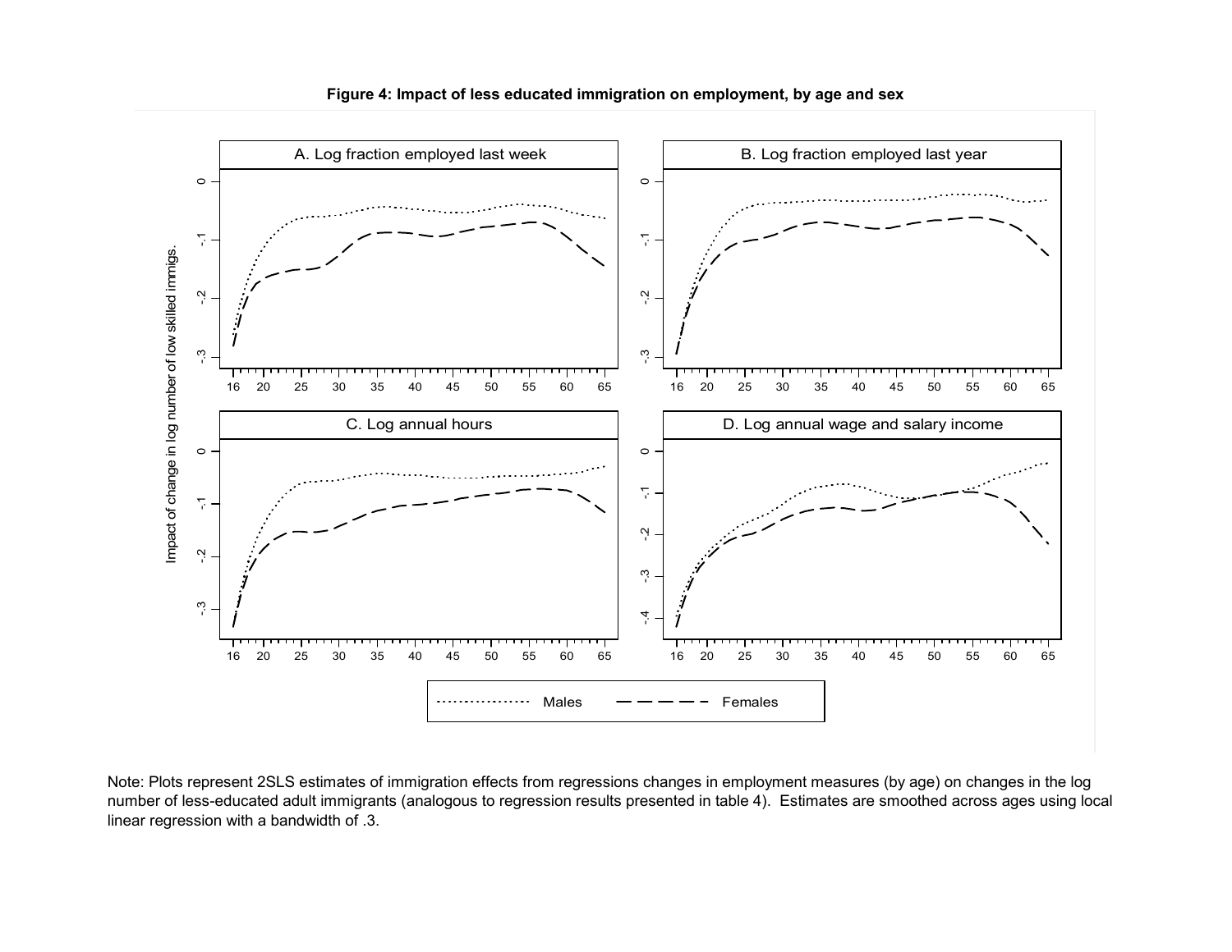**Figure 4: Impact of less educated immigration on employment, by age and sex**

Note: Plots represent 2SLS estimates of immigration effects from regressions changes in employment measures (by age) on changes in the log number of less-educated adult immigrants (analogous to regression results presented in table 4). Estimates are smoothed across ages using local linear regression with a bandwidth of .3.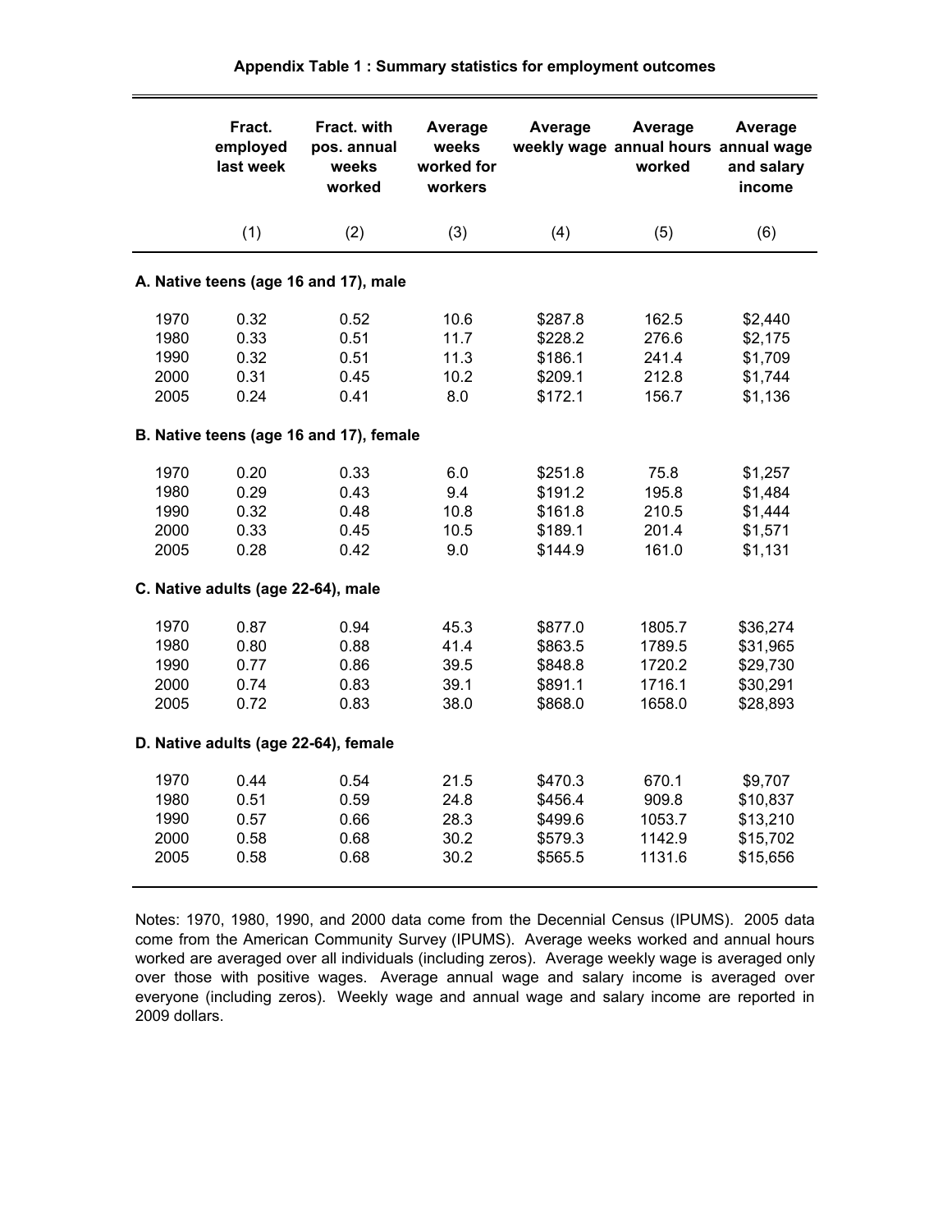**Appendix Table 1 : Summary statistics for employment outcomes**

| | Fract. employed last week | Fract. with pos. annual weeks worked | Average weeks worked for workers | Average weekly wage | Average annual hours worked | Average annual wage and salary income |
|---|---|---|---|---|---|---|
| | (1) | (2) | (3) | (4) | (5) | (6) |
| **A. Native teens (age 16 and 17), male** | | | | | | |
| 1970 | 0.32 | 0.52 | 10.6 | $287.8 | 162.5 | $2,440 |
| 1980 | 0.33 | 0.51 | 11.7 | $228.2 | 276.6 | $2,175 |
| 1990 | 0.32 | 0.51 | 11.3 | $186.1 | 241.4 | $1,709 |
| 2000 | 0.31 | 0.45 | 10.2 | $209.1 | 212.8 | $1,744 |
| 2005 | 0.24 | 0.41 | 8.0 | $172.1 | 156.7 | $1,136 |
| **B. Native teens (age 16 and 17), female** | | | | | | |
| 1970 | 0.20 | 0.33 | 6.0 | $251.8 | 75.8 | $1,257 |
| 1980 | 0.29 | 0.43 | 9.4 | $191.2 | 195.8 | $1,484 |
| 1990 | 0.32 | 0.48 | 10.8 | $161.8 | 210.5 | $1,444 |
| 2000 | 0.33 | 0.45 | 10.5 | $189.1 | 201.4 | $1,571 |
| 2005 | 0.28 | 0.42 | 9.0 | $144.9 | 161.0 | $1,131 |
| **C. Native adults (age 22-64), male** | | | | | | |
| 1970 | 0.87 | 0.94 | 45.3 | $877.0 | 1805.7 | $36,274 |
| 1980 | 0.80 | 0.88 | 41.4 | $863.5 | 1789.5 | $31,965 |
| 1990 | 0.77 | 0.86 | 39.5 | $848.8 | 1720.2 | $29,730 |
| 2000 | 0.74 | 0.83 | 39.1 | $891.1 | 1716.1 | $30,291 |
| 2005 | 0.72 | 0.83 | 38.0 | $868.0 | 1658.0 | $28,893 |
| **D. Native adults (age 22-64), female** | | | | | | |
| 1970 | 0.44 | 0.54 | 21.5 | $470.3 | 670.1 | $9,707 |
| 1980 | 0.51 | 0.59 | 24.8 | $456.4 | 909.8 | $10,837 |
| 1990 | 0.57 | 0.66 | 28.3 | $499.6 | 1053.7 | $13,210 |
| 2000 | 0.58 | 0.68 | 30.2 | $579.3 | 1142.9 | $15,702 |
| 2005 | 0.58 | 0.68 | 30.2 | $565.5 | 1131.6 | $15,656 |

Notes: 1970, 1980, 1990, and 2000 data come from the Decennial Census (IPUMS). 2005 data come from the American Community Survey (IPUMS). Average weeks worked and annual hours worked are averaged over all individuals (including zeros). Average weekly wage is averaged only over those with positive wages. Average annual wage and salary income is averaged over everyone (including zeros). Weekly wage and annual wage and salary income are reported in 2009 dollars.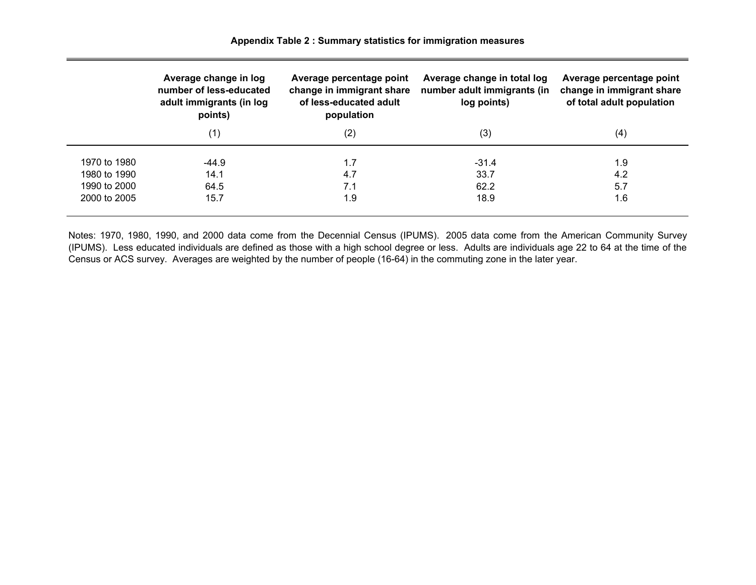**Appendix Table 2 : Summary statistics for immigration measures**

| | Average change in log number of less-educated adult immigrants (in log points) | Average percentage point change in immigrant share of less-educated adult population | Average change in total log number adult immigrants (in log points) | Average percentage point change in immigrant share of total adult population |
|---|---|---|---|---|
| | (1) | (2) | (3) | (4) |
| 1970 to 1980 | -44.9 | 1.7 | -31.4 | 1.9 |
| 1980 to 1990 | 14.1 | 4.7 | 33.7 | 4.2 |
| 1990 to 2000 | 64.5 | 7.1 | 62.2 | 5.7 |
| 2000 to 2005 | 15.7 | 1.9 | 18.9 | 1.6 |

Notes: 1970, 1980, 1990, and 2000 data come from the Decennial Census (IPUMS). 2005 data come from the American Community Survey (IPUMS). Less educated individuals are defined as those with a high school degree or less. Adults are individuals age 22 to 64 at the time of the Census or ACS survey. Averages are weighted by the number of people (16-64) in the commuting zone in the later year.